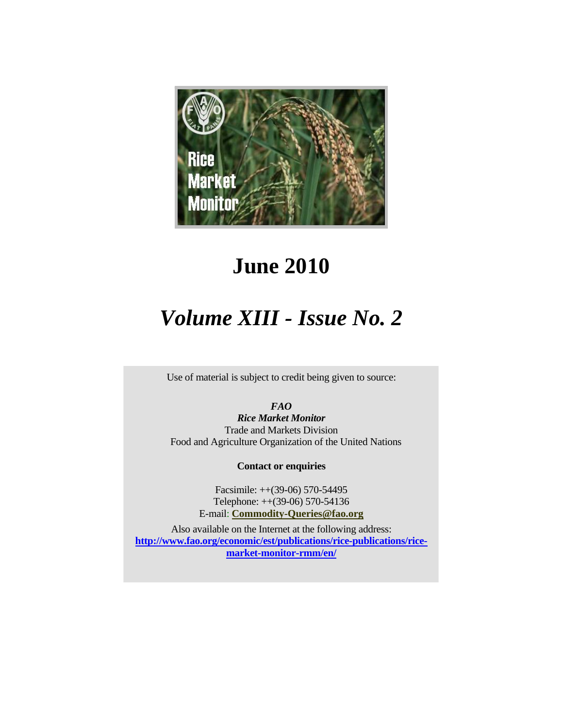Rice Market Monitor

# June 2010

# *Volume XIII - Issue No. 2*

Use of material is subject to credit being given to source:

***FAO***
***Rice Market Monitor***
Trade and Markets Division
Food and Agriculture Organization of the United Nations

**Contact or enquiries**

Facsimile: ++(39-06) 570-54495
Telephone: ++(39-06) 570-54136
E-mail: **Commodity-Queries@fao.org**

Also available on the Internet at the following address:
**http://www.fao.org/economic/est/publications/rice-publications/rice-market-monitor-rmm/en/**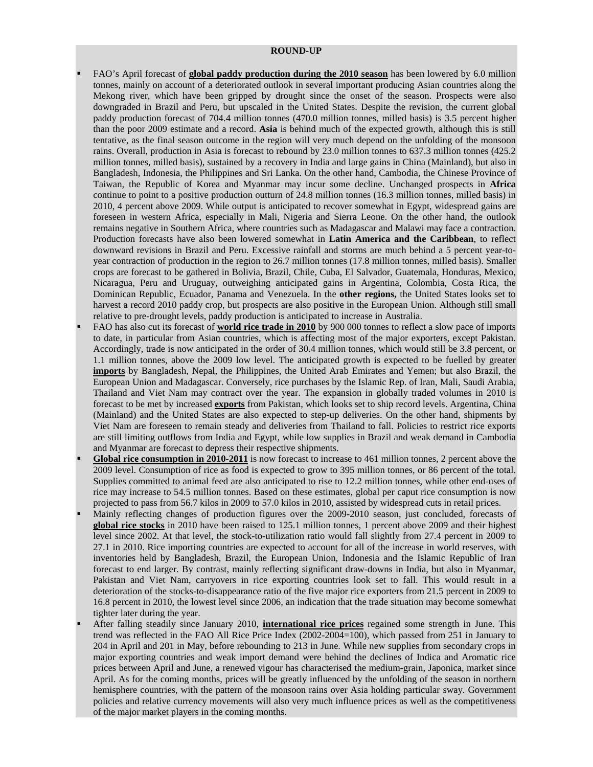## ROUND-UP

- FAO's April forecast of **global paddy production during the 2010 season** has been lowered by 6.0 million tonnes, mainly on account of a deteriorated outlook in several important producing Asian countries along the Mekong river, which have been gripped by drought since the onset of the season. Prospects were also downgraded in Brazil and Peru, but upscaled in the United States. Despite the revision, the current global paddy production forecast of 704.4 million tonnes (470.0 million tonnes, milled basis) is 3.5 percent higher than the poor 2009 estimate and a record. **Asia** is behind much of the expected growth, although this is still tentative, as the final season outcome in the region will very much depend on the unfolding of the monsoon rains. Overall, production in Asia is forecast to rebound by 23.0 million tonnes to 637.3 million tonnes (425.2 million tonnes, milled basis), sustained by a recovery in India and large gains in China (Mainland), but also in Bangladesh, Indonesia, the Philippines and Sri Lanka. On the other hand, Cambodia, the Chinese Province of Taiwan, the Republic of Korea and Myanmar may incur some decline. Unchanged prospects in **Africa** continue to point to a positive production outturn of 24.8 million tonnes (16.3 million tonnes, milled basis) in 2010, 4 percent above 2009. While output is anticipated to recover somewhat in Egypt, widespread gains are foreseen in western Africa, especially in Mali, Nigeria and Sierra Leone. On the other hand, the outlook remains negative in Southern Africa, where countries such as Madagascar and Malawi may face a contraction. Production forecasts have also been lowered somewhat in **Latin America and the Caribbean**, to reflect downward revisions in Brazil and Peru. Excessive rainfall and storms are much behind a 5 percent year-to-year contraction of production in the region to 26.7 million tonnes (17.8 million tonnes, milled basis). Smaller crops are forecast to be gathered in Bolivia, Brazil, Chile, Cuba, El Salvador, Guatemala, Honduras, Mexico, Nicaragua, Peru and Uruguay, outweighing anticipated gains in Argentina, Colombia, Costa Rica, the Dominican Republic, Ecuador, Panama and Venezuela. In the **other regions,** the United States looks set to harvest a record 2010 paddy crop, but prospects are also positive in the European Union. Although still small relative to pre-drought levels, paddy production is anticipated to increase in Australia.
- FAO has also cut its forecast of **world rice trade in 2010** by 900 000 tonnes to reflect a slow pace of imports to date, in particular from Asian countries, which is affecting most of the major exporters, except Pakistan. Accordingly, trade is now anticipated in the order of 30.4 million tonnes, which would still be 3.8 percent, or 1.1 million tonnes, above the 2009 low level. The anticipated growth is expected to be fuelled by greater **imports** by Bangladesh, Nepal, the Philippines, the United Arab Emirates and Yemen; but also Brazil, the European Union and Madagascar. Conversely, rice purchases by the Islamic Rep. of Iran, Mali, Saudi Arabia, Thailand and Viet Nam may contract over the year. The expansion in globally traded volumes in 2010 is forecast to be met by increased **exports** from Pakistan, which looks set to ship record levels. Argentina, China (Mainland) and the United States are also expected to step-up deliveries. On the other hand, shipments by Viet Nam are foreseen to remain steady and deliveries from Thailand to fall. Policies to restrict rice exports are still limiting outflows from India and Egypt, while low supplies in Brazil and weak demand in Cambodia and Myanmar are forecast to depress their respective shipments.
- **Global rice consumption in 2010-2011** is now forecast to increase to 461 million tonnes, 2 percent above the 2009 level. Consumption of rice as food is expected to grow to 395 million tonnes, or 86 percent of the total. Supplies committed to animal feed are also anticipated to rise to 12.2 million tonnes, while other end-uses of rice may increase to 54.5 million tonnes. Based on these estimates, global per caput rice consumption is now projected to pass from 56.7 kilos in 2009 to 57.0 kilos in 2010, assisted by widespread cuts in retail prices.
- Mainly reflecting changes of production figures over the 2009-2010 season, just concluded, forecasts of **global rice stocks** in 2010 have been raised to 125.1 million tonnes, 1 percent above 2009 and their highest level since 2002. At that level, the stock-to-utilization ratio would fall slightly from 27.4 percent in 2009 to 27.1 in 2010. Rice importing countries are expected to account for all of the increase in world reserves, with inventories held by Bangladesh, Brazil, the European Union, Indonesia and the Islamic Republic of Iran forecast to end larger. By contrast, mainly reflecting significant draw-downs in India, but also in Myanmar, Pakistan and Viet Nam, carryovers in rice exporting countries look set to fall. This would result in a deterioration of the stocks-to-disappearance ratio of the five major rice exporters from 21.5 percent in 2009 to 16.8 percent in 2010, the lowest level since 2006, an indication that the trade situation may become somewhat tighter later during the year.
- After falling steadily since January 2010, **international rice prices** regained some strength in June. This trend was reflected in the FAO All Rice Price Index (2002-2004=100), which passed from 251 in January to 204 in April and 201 in May, before rebounding to 213 in June. While new supplies from secondary crops in major exporting countries and weak import demand were behind the declines of Indica and Aromatic rice prices between April and June, a renewed vigour has characterised the medium-grain, Japonica, market since April. As for the coming months, prices will be greatly influenced by the unfolding of the season in northern hemisphere countries, with the pattern of the monsoon rains over Asia holding particular sway. Government policies and relative currency movements will also very much influence prices as well as the competitiveness of the major market players in the coming months.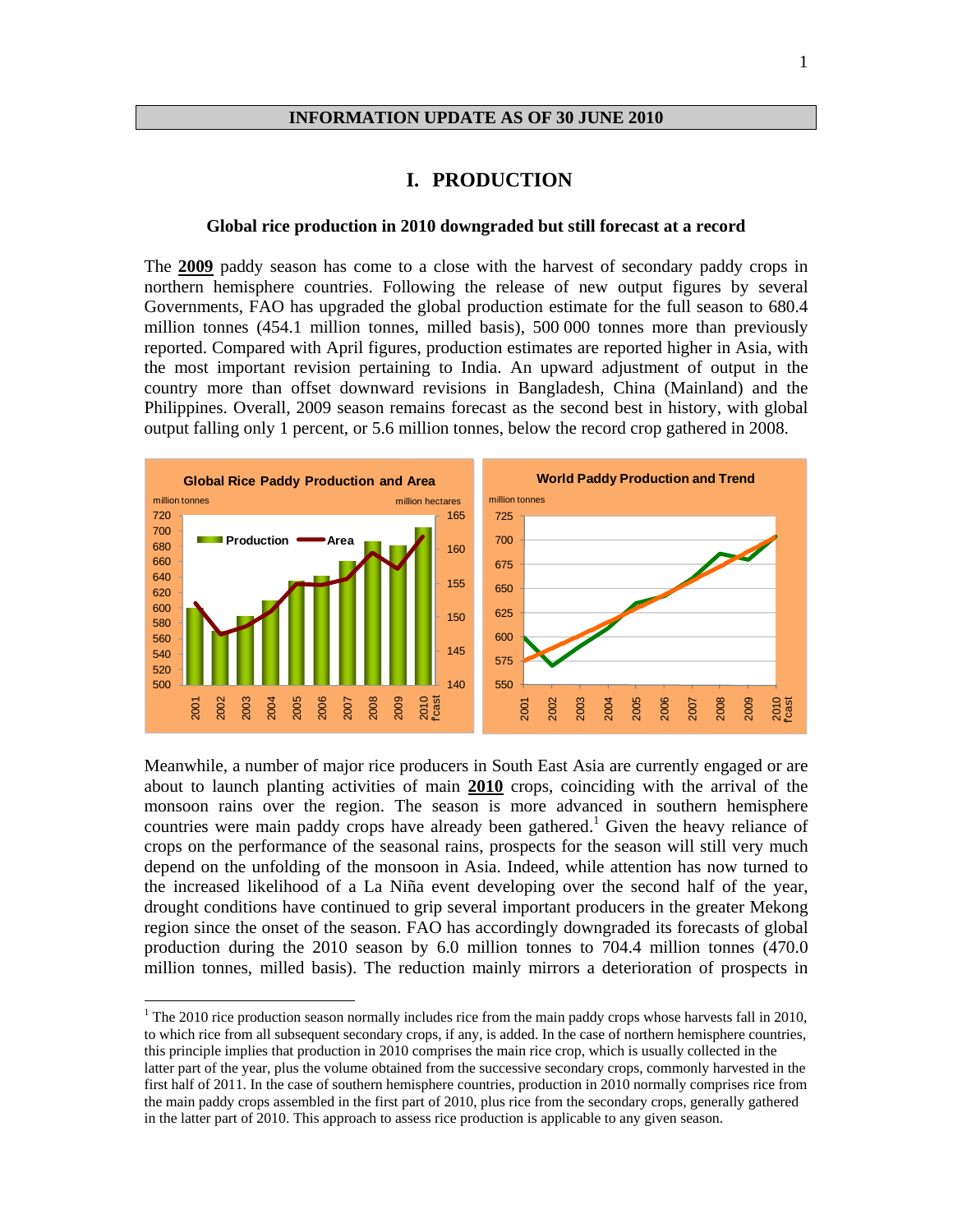**INFORMATION UPDATE AS OF 30 JUNE 2010**

# I. PRODUCTION

### Global rice production in 2010 downgraded but still forecast at a record

The **2009** paddy season has come to a close with the harvest of secondary paddy crops in northern hemisphere countries. Following the release of new output figures by several Governments, FAO has upgraded the global production estimate for the full season to 680.4 million tonnes (454.1 million tonnes, milled basis), 500 000 tonnes more than previously reported. Compared with April figures, production estimates are reported higher in Asia, with the most important revision pertaining to India. An upward adjustment of output in the country more than offset downward revisions in Bangladesh, China (Mainland) and the Philippines. Overall, 2009 season remains forecast as the second best in history, with global output falling only 1 percent, or 5.6 million tonnes, below the record crop gathered in 2008.

Meanwhile, a number of major rice producers in South East Asia are currently engaged or are about to launch planting activities of main **2010** crops, coinciding with the arrival of the monsoon rains over the region. The season is more advanced in southern hemisphere countries were main paddy crops have already been gathered.[1] Given the heavy reliance of crops on the performance of the seasonal rains, prospects for the season will still very much depend on the unfolding of the monsoon in Asia. Indeed, while attention has now turned to the increased likelihood of a La Niña event developing over the second half of the year, drought conditions have continued to grip several important producers in the greater Mekong region since the onset of the season. FAO has accordingly downgraded its forecasts of global production during the 2010 season by 6.0 million tonnes to 704.4 million tonnes (470.0 million tonnes, milled basis). The reduction mainly mirrors a deterioration of prospects in

[1] The 2010 rice production season normally includes rice from the main paddy crops whose harvests fall in 2010, to which rice from all subsequent secondary crops, if any, is added. In the case of northern hemisphere countries, this principle implies that production in 2010 comprises the main rice crop, which is usually collected in the latter part of the year, plus the volume obtained from the successive secondary crops, commonly harvested in the first half of 2011. In the case of southern hemisphere countries, production in 2010 normally comprises rice from the main paddy crops assembled in the first part of 2010, plus rice from the secondary crops, generally gathered in the latter part of 2010. This approach to assess rice production is applicable to any given season.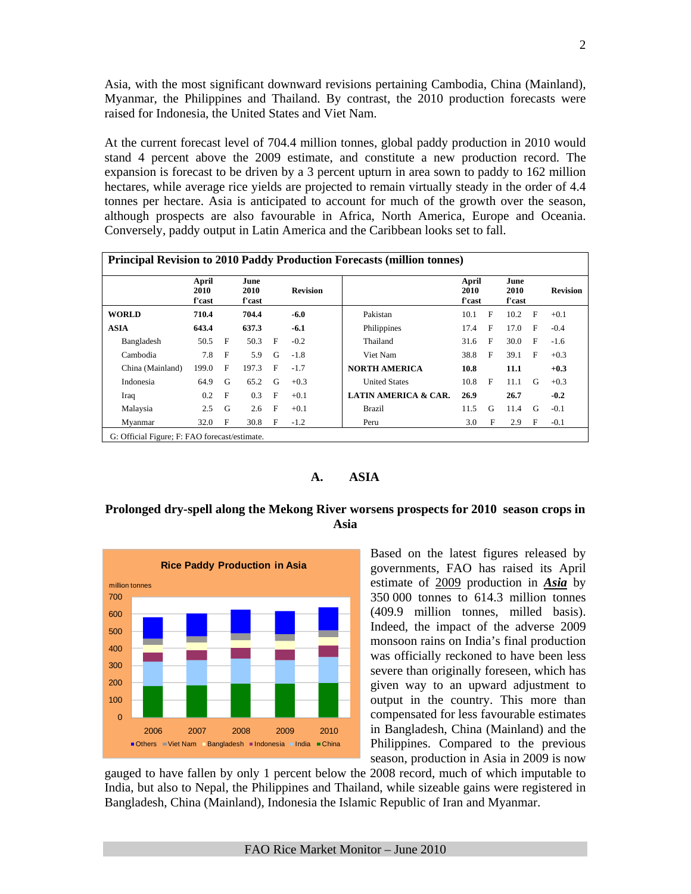Asia, with the most significant downward revisions pertaining Cambodia, China (Mainland), Myanmar, the Philippines and Thailand. By contrast, the 2010 production forecasts were raised for Indonesia, the United States and Viet Nam.

At the current forecast level of 704.4 million tonnes, global paddy production in 2010 would stand 4 percent above the 2009 estimate, and constitute a new production record. The expansion is forecast to be driven by a 3 percent upturn in area sown to paddy to 162 million hectares, while average rice yields are projected to remain virtually steady in the order of 4.4 tonnes per hectare. Asia is anticipated to account for much of the growth over the season, although prospects are also favourable in Africa, North America, Europe and Oceania. Conversely, paddy output in Latin America and the Caribbean looks set to fall.

**Principal Revision to 2010 Paddy Production Forecasts (million tonnes)**

| | April 2010 f'cast | | June 2010 f'cast | | Revision | | April 2010 f'cast | | June 2010 f'cast | | Revision |
|---|---|---|---|---|---|---|---|---|---|---|---|
| **WORLD** | **710.4** | | **704.4** | | **-6.0** | Pakistan | 10.1 | F | 10.2 | F | +0.1 |
| **ASIA** | **643.4** | | **637.3** | | **-6.1** | Philippines | 17.4 | F | 17.0 | F | -0.4 |
| Bangladesh | 50.5 | F | 50.3 | F | -0.2 | Thailand | 31.6 | F | 30.0 | F | -1.6 |
| Cambodia | 7.8 | F | 5.9 | G | -1.8 | Viet Nam | 38.8 | F | 39.1 | F | +0.3 |
| China (Mainland) | 199.0 | F | 197.3 | F | -1.7 | **NORTH AMERICA** | **10.8** | | **11.1** | | **+0.3** |
| Indonesia | 64.9 | G | 65.2 | G | +0.3 | United States | 10.8 | F | 11.1 | G | +0.3 |
| Iraq | 0.2 | F | 0.3 | F | +0.1 | **LATIN AMERICA & CAR.** | **26.9** | | **26.7** | | **-0.2** |
| Malaysia | 2.5 | G | 2.6 | F | +0.1 | Brazil | 11.5 | G | 11.4 | G | -0.1 |
| Myanmar | 32.0 | F | 30.8 | F | -1.2 | Peru | 3.0 | F | 2.9 | F | -0.1 |

G: Official Figure; F: FAO forecast/estimate.

## A. ASIA

### Prolonged dry-spell along the Mekong River worsens prospects for 2010 season crops in Asia

Based on the latest figures released by governments, FAO has raised its April estimate of 2009 production in ***Asia*** by 350 000 tonnes to 614.3 million tonnes (409.9 million tonnes, milled basis). Indeed, the impact of the adverse 2009 monsoon rains on India's final production was officially reckoned to have been less severe than originally foreseen, which has given way to an upward adjustment to output in the country. This more than compensated for less favourable estimates in Bangladesh, China (Mainland) and the Philippines. Compared to the previous season, production in Asia in 2009 is now gauged to have fallen by only 1 percent below the 2008 record, much of which imputable to India, but also to Nepal, the Philippines and Thailand, while sizeable gains were registered in Bangladesh, China (Mainland), Indonesia the Islamic Republic of Iran and Myanmar.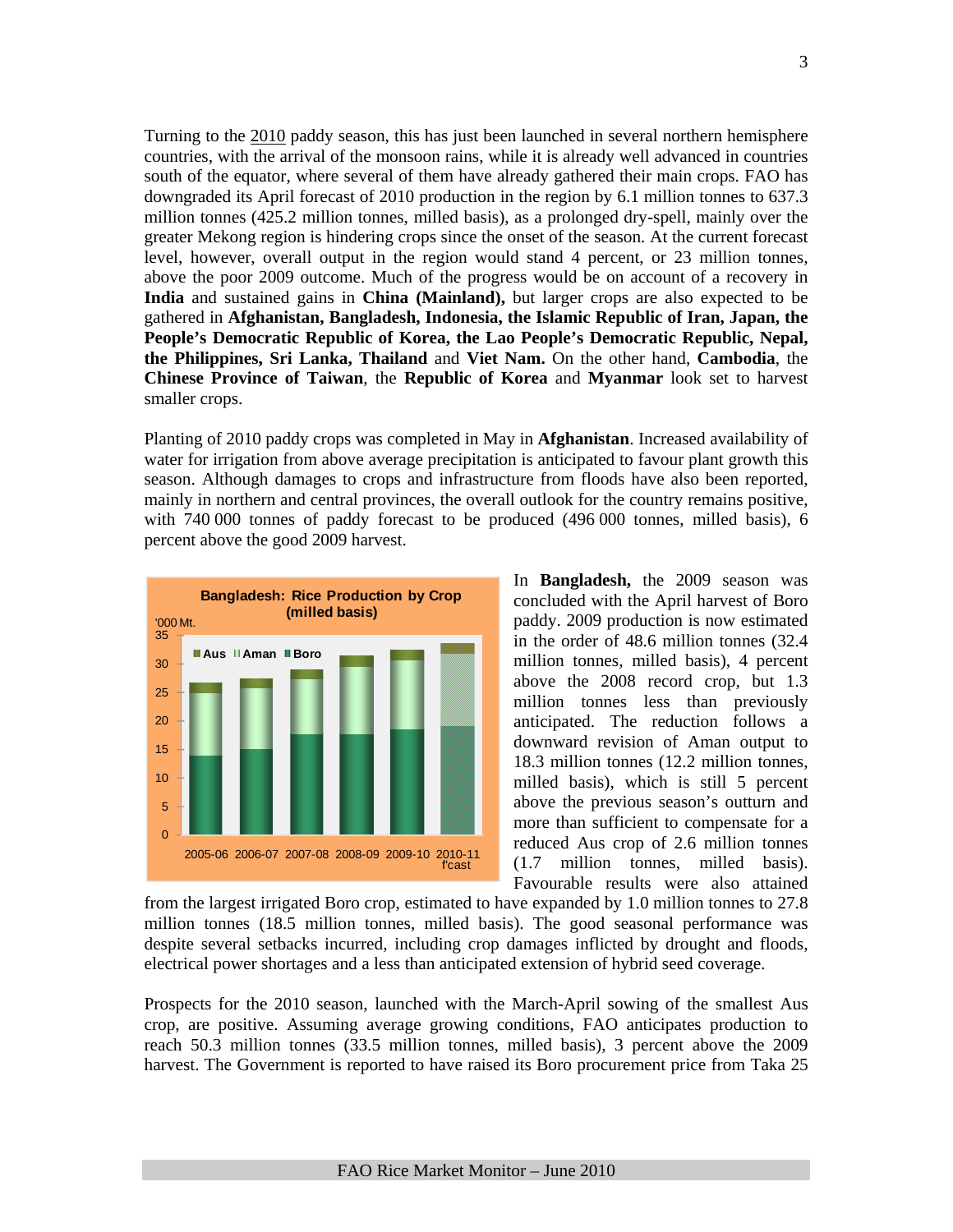Turning to the 2010 paddy season, this has just been launched in several northern hemisphere countries, with the arrival of the monsoon rains, while it is already well advanced in countries south of the equator, where several of them have already gathered their main crops. FAO has downgraded its April forecast of 2010 production in the region by 6.1 million tonnes to 637.3 million tonnes (425.2 million tonnes, milled basis), as a prolonged dry-spell, mainly over the greater Mekong region is hindering crops since the onset of the season. At the current forecast level, however, overall output in the region would stand 4 percent, or 23 million tonnes, above the poor 2009 outcome. Much of the progress would be on account of a recovery in **India** and sustained gains in **China (Mainland),** but larger crops are also expected to be gathered in **Afghanistan, Bangladesh, Indonesia, the Islamic Republic of Iran, Japan, the People's Democratic Republic of Korea, the Lao People's Democratic Republic, Nepal, the Philippines, Sri Lanka, Thailand** and **Viet Nam.** On the other hand, **Cambodia**, the **Chinese Province of Taiwan**, the **Republic of Korea** and **Myanmar** look set to harvest smaller crops.

Planting of 2010 paddy crops was completed in May in **Afghanistan**. Increased availability of water for irrigation from above average precipitation is anticipated to favour plant growth this season. Although damages to crops and infrastructure from floods have also been reported, mainly in northern and central provinces, the overall outlook for the country remains positive, with 740 000 tonnes of paddy forecast to be produced (496 000 tonnes, milled basis), 6 percent above the good 2009 harvest.

In **Bangladesh,** the 2009 season was concluded with the April harvest of Boro paddy. 2009 production is now estimated in the order of 48.6 million tonnes (32.4 million tonnes, milled basis), 4 percent above the 2008 record crop, but 1.3 million tonnes less than previously anticipated. The reduction follows a downward revision of Aman output to 18.3 million tonnes (12.2 million tonnes, milled basis), which is still 5 percent above the previous season's outturn and more than sufficient to compensate for a reduced Aus crop of 2.6 million tonnes (1.7 million tonnes, milled basis). Favourable results were also attained from the largest irrigated Boro crop, estimated to have expanded by 1.0 million tonnes to 27.8 million tonnes (18.5 million tonnes, milled basis). The good seasonal performance was despite several setbacks incurred, including crop damages inflicted by drought and floods, electrical power shortages and a less than anticipated extension of hybrid seed coverage.

Prospects for the 2010 season, launched with the March-April sowing of the smallest Aus crop, are positive. Assuming average growing conditions, FAO anticipates production to reach 50.3 million tonnes (33.5 million tonnes, milled basis), 3 percent above the 2009 harvest. The Government is reported to have raised its Boro procurement price from Taka 25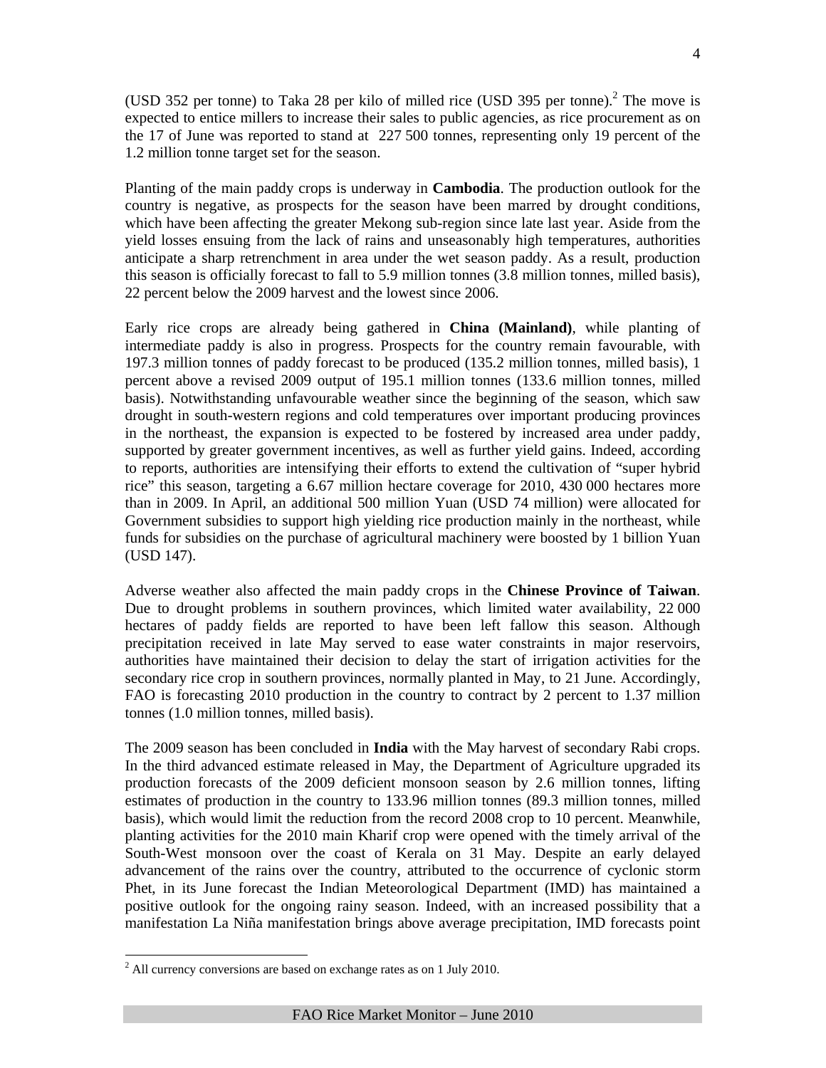(USD 352 per tonne) to Taka 28 per kilo of milled rice (USD 395 per tonne).[2] The move is expected to entice millers to increase their sales to public agencies, as rice procurement as on the 17 of June was reported to stand at 227 500 tonnes, representing only 19 percent of the 1.2 million tonne target set for the season.

Planting of the main paddy crops is underway in **Cambodia**. The production outlook for the country is negative, as prospects for the season have been marred by drought conditions, which have been affecting the greater Mekong sub-region since late last year. Aside from the yield losses ensuing from the lack of rains and unseasonably high temperatures, authorities anticipate a sharp retrenchment in area under the wet season paddy. As a result, production this season is officially forecast to fall to 5.9 million tonnes (3.8 million tonnes, milled basis), 22 percent below the 2009 harvest and the lowest since 2006.

Early rice crops are already being gathered in **China (Mainland)**, while planting of intermediate paddy is also in progress. Prospects for the country remain favourable, with 197.3 million tonnes of paddy forecast to be produced (135.2 million tonnes, milled basis), 1 percent above a revised 2009 output of 195.1 million tonnes (133.6 million tonnes, milled basis). Notwithstanding unfavourable weather since the beginning of the season, which saw drought in south-western regions and cold temperatures over important producing provinces in the northeast, the expansion is expected to be fostered by increased area under paddy, supported by greater government incentives, as well as further yield gains. Indeed, according to reports, authorities are intensifying their efforts to extend the cultivation of "super hybrid rice" this season, targeting a 6.67 million hectare coverage for 2010, 430 000 hectares more than in 2009. In April, an additional 500 million Yuan (USD 74 million) were allocated for Government subsidies to support high yielding rice production mainly in the northeast, while funds for subsidies on the purchase of agricultural machinery were boosted by 1 billion Yuan (USD 147).

Adverse weather also affected the main paddy crops in the **Chinese Province of Taiwan**. Due to drought problems in southern provinces, which limited water availability, 22 000 hectares of paddy fields are reported to have been left fallow this season. Although precipitation received in late May served to ease water constraints in major reservoirs, authorities have maintained their decision to delay the start of irrigation activities for the secondary rice crop in southern provinces, normally planted in May, to 21 June. Accordingly, FAO is forecasting 2010 production in the country to contract by 2 percent to 1.37 million tonnes (1.0 million tonnes, milled basis).

The 2009 season has been concluded in **India** with the May harvest of secondary Rabi crops. In the third advanced estimate released in May, the Department of Agriculture upgraded its production forecasts of the 2009 deficient monsoon season by 2.6 million tonnes, lifting estimates of production in the country to 133.96 million tonnes (89.3 million tonnes, milled basis), which would limit the reduction from the record 2008 crop to 10 percent. Meanwhile, planting activities for the 2010 main Kharif crop were opened with the timely arrival of the South-West monsoon over the coast of Kerala on 31 May. Despite an early delayed advancement of the rains over the country, attributed to the occurrence of cyclonic storm Phet, in its June forecast the Indian Meteorological Department (IMD) has maintained a positive outlook for the ongoing rainy season. Indeed, with an increased possibility that a manifestation La Niña manifestation brings above average precipitation, IMD forecasts point

[2] All currency conversions are based on exchange rates as on 1 July 2010.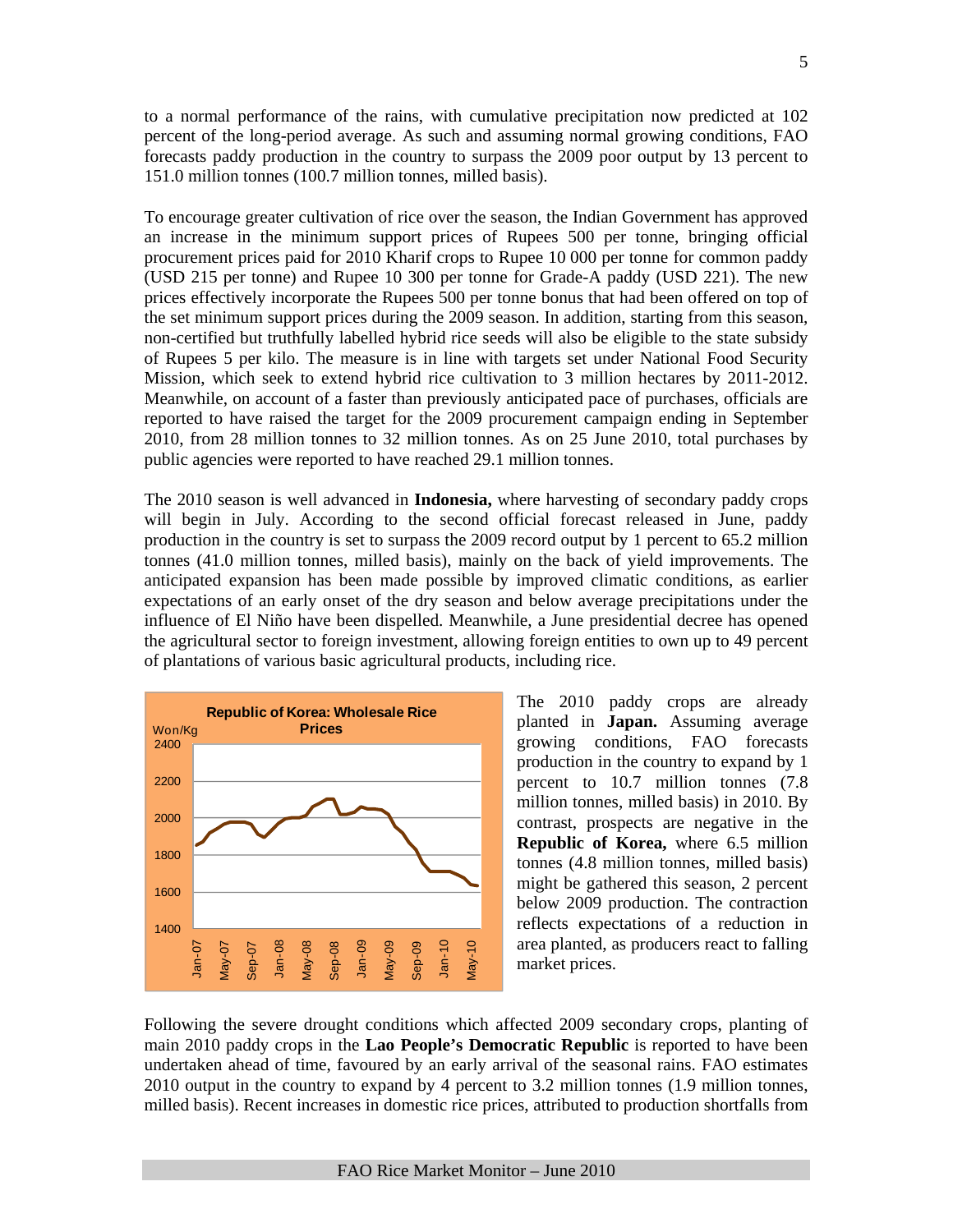to a normal performance of the rains, with cumulative precipitation now predicted at 102 percent of the long-period average. As such and assuming normal growing conditions, FAO forecasts paddy production in the country to surpass the 2009 poor output by 13 percent to 151.0 million tonnes (100.7 million tonnes, milled basis).

To encourage greater cultivation of rice over the season, the Indian Government has approved an increase in the minimum support prices of Rupees 500 per tonne, bringing official procurement prices paid for 2010 Kharif crops to Rupee 10 000 per tonne for common paddy (USD 215 per tonne) and Rupee 10 300 per tonne for Grade-A paddy (USD 221). The new prices effectively incorporate the Rupees 500 per tonne bonus that had been offered on top of the set minimum support prices during the 2009 season. In addition, starting from this season, non-certified but truthfully labelled hybrid rice seeds will also be eligible to the state subsidy of Rupees 5 per kilo. The measure is in line with targets set under National Food Security Mission, which seek to extend hybrid rice cultivation to 3 million hectares by 2011-2012. Meanwhile, on account of a faster than previously anticipated pace of purchases, officials are reported to have raised the target for the 2009 procurement campaign ending in September 2010, from 28 million tonnes to 32 million tonnes. As on 25 June 2010, total purchases by public agencies were reported to have reached 29.1 million tonnes.

The 2010 season is well advanced in **Indonesia,** where harvesting of secondary paddy crops will begin in July. According to the second official forecast released in June, paddy production in the country is set to surpass the 2009 record output by 1 percent to 65.2 million tonnes (41.0 million tonnes, milled basis), mainly on the back of yield improvements. The anticipated expansion has been made possible by improved climatic conditions, as earlier expectations of an early onset of the dry season and below average precipitations under the influence of El Niño have been dispelled. Meanwhile, a June presidential decree has opened the agricultural sector to foreign investment, allowing foreign entities to own up to 49 percent of plantations of various basic agricultural products, including rice.

Republic of Korea: Wholesale Rice Prices

The 2010 paddy crops are already planted in **Japan.** Assuming average growing conditions, FAO forecasts production in the country to expand by 1 percent to 10.7 million tonnes (7.8 million tonnes, milled basis) in 2010. By contrast, prospects are negative in the **Republic of Korea,** where 6.5 million tonnes (4.8 million tonnes, milled basis) might be gathered this season, 2 percent below 2009 production. The contraction reflects expectations of a reduction in area planted, as producers react to falling market prices.

Following the severe drought conditions which affected 2009 secondary crops, planting of main 2010 paddy crops in the **Lao People's Democratic Republic** is reported to have been undertaken ahead of time, favoured by an early arrival of the seasonal rains. FAO estimates 2010 output in the country to expand by 4 percent to 3.2 million tonnes (1.9 million tonnes, milled basis). Recent increases in domestic rice prices, attributed to production shortfalls from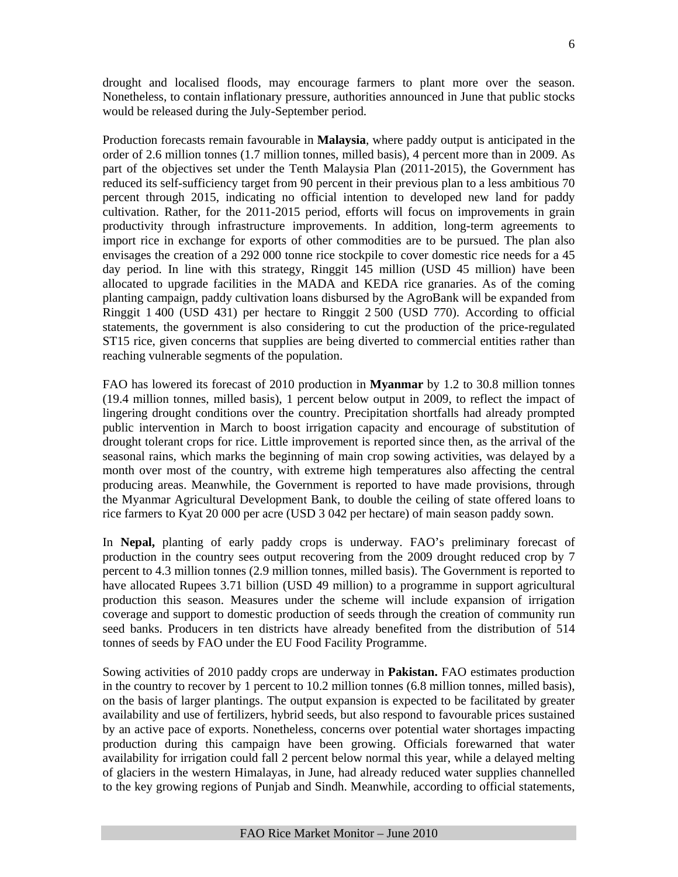drought and localised floods, may encourage farmers to plant more over the season. Nonetheless, to contain inflationary pressure, authorities announced in June that public stocks would be released during the July-September period.

Production forecasts remain favourable in **Malaysia**, where paddy output is anticipated in the order of 2.6 million tonnes (1.7 million tonnes, milled basis), 4 percent more than in 2009. As part of the objectives set under the Tenth Malaysia Plan (2011-2015), the Government has reduced its self-sufficiency target from 90 percent in their previous plan to a less ambitious 70 percent through 2015, indicating no official intention to developed new land for paddy cultivation. Rather, for the 2011-2015 period, efforts will focus on improvements in grain productivity through infrastructure improvements. In addition, long-term agreements to import rice in exchange for exports of other commodities are to be pursued. The plan also envisages the creation of a 292 000 tonne rice stockpile to cover domestic rice needs for a 45 day period. In line with this strategy, Ringgit 145 million (USD 45 million) have been allocated to upgrade facilities in the MADA and KEDA rice granaries. As of the coming planting campaign, paddy cultivation loans disbursed by the AgroBank will be expanded from Ringgit 1 400 (USD 431) per hectare to Ringgit 2 500 (USD 770). According to official statements, the government is also considering to cut the production of the price-regulated ST15 rice, given concerns that supplies are being diverted to commercial entities rather than reaching vulnerable segments of the population.

FAO has lowered its forecast of 2010 production in **Myanmar** by 1.2 to 30.8 million tonnes (19.4 million tonnes, milled basis), 1 percent below output in 2009, to reflect the impact of lingering drought conditions over the country. Precipitation shortfalls had already prompted public intervention in March to boost irrigation capacity and encourage of substitution of drought tolerant crops for rice. Little improvement is reported since then, as the arrival of the seasonal rains, which marks the beginning of main crop sowing activities, was delayed by a month over most of the country, with extreme high temperatures also affecting the central producing areas. Meanwhile, the Government is reported to have made provisions, through the Myanmar Agricultural Development Bank, to double the ceiling of state offered loans to rice farmers to Kyat 20 000 per acre (USD 3 042 per hectare) of main season paddy sown.

In **Nepal,** planting of early paddy crops is underway. FAO's preliminary forecast of production in the country sees output recovering from the 2009 drought reduced crop by 7 percent to 4.3 million tonnes (2.9 million tonnes, milled basis). The Government is reported to have allocated Rupees 3.71 billion (USD 49 million) to a programme in support agricultural production this season. Measures under the scheme will include expansion of irrigation coverage and support to domestic production of seeds through the creation of community run seed banks. Producers in ten districts have already benefited from the distribution of 514 tonnes of seeds by FAO under the EU Food Facility Programme.

Sowing activities of 2010 paddy crops are underway in **Pakistan.** FAO estimates production in the country to recover by 1 percent to 10.2 million tonnes (6.8 million tonnes, milled basis), on the basis of larger plantings. The output expansion is expected to be facilitated by greater availability and use of fertilizers, hybrid seeds, but also respond to favourable prices sustained by an active pace of exports. Nonetheless, concerns over potential water shortages impacting production during this campaign have been growing. Officials forewarned that water availability for irrigation could fall 2 percent below normal this year, while a delayed melting of glaciers in the western Himalayas, in June, had already reduced water supplies channelled to the key growing regions of Punjab and Sindh. Meanwhile, according to official statements,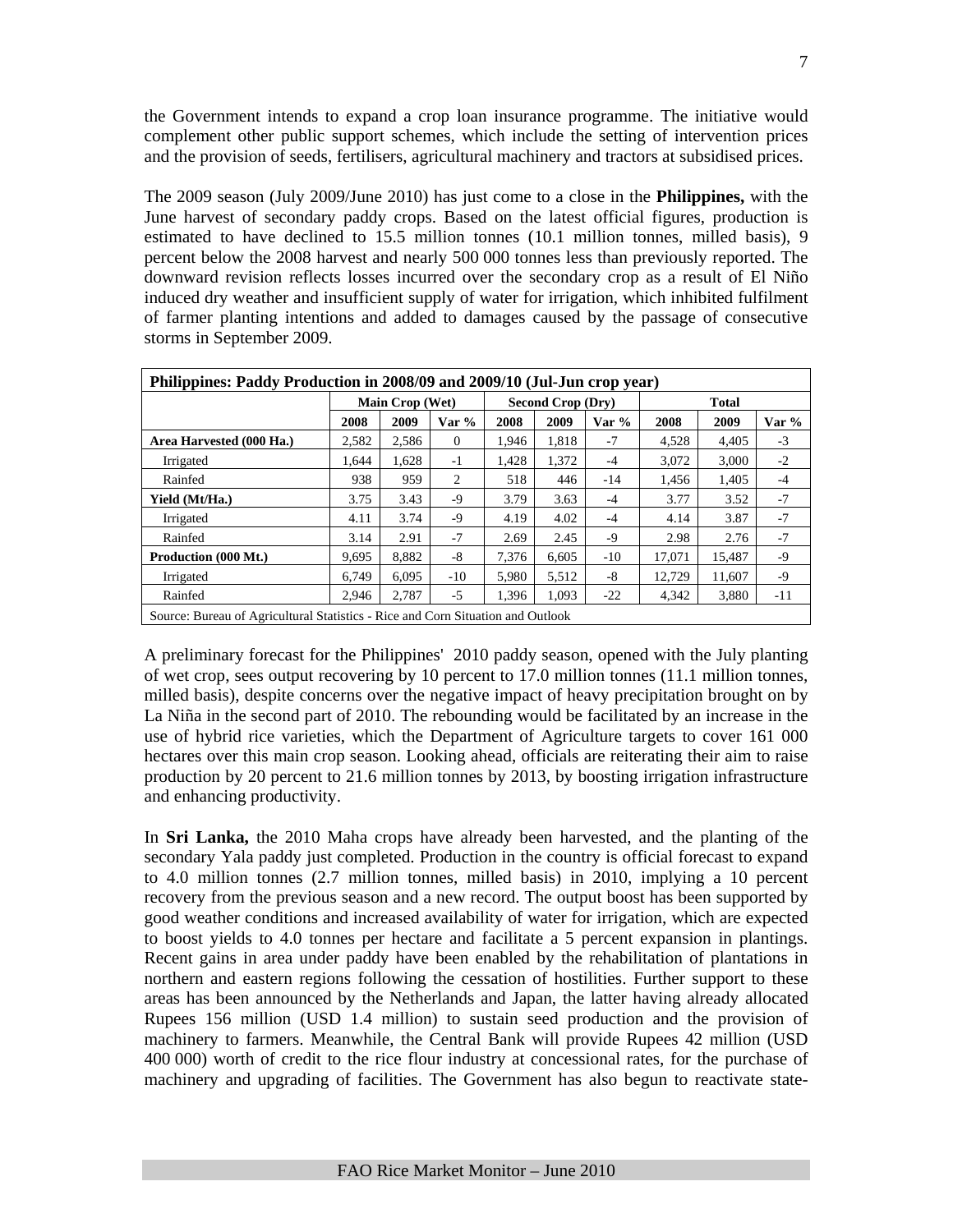the Government intends to expand a crop loan insurance programme. The initiative would complement other public support schemes, which include the setting of intervention prices and the provision of seeds, fertilisers, agricultural machinery and tractors at subsidised prices.

The 2009 season (July 2009/June 2010) has just come to a close in the **Philippines,** with the June harvest of secondary paddy crops. Based on the latest official figures, production is estimated to have declined to 15.5 million tonnes (10.1 million tonnes, milled basis), 9 percent below the 2008 harvest and nearly 500 000 tonnes less than previously reported. The downward revision reflects losses incurred over the secondary crop as a result of El Niño induced dry weather and insufficient supply of water for irrigation, which inhibited fulfilment of farmer planting intentions and added to damages caused by the passage of consecutive storms in September 2009.

| Philippines: Paddy Production in 2008/09 and 2009/10 (Jul-Jun crop year) | | | | | | | | | |
|---|---|---|---|---|---|---|---|---|---|
| | Main Crop (Wet) | | | Second Crop (Dry) | | | Total | | |
| | 2008 | 2009 | Var % | 2008 | 2009 | Var % | 2008 | 2009 | Var % |
| **Area Harvested (000 Ha.)** | 2,582 | 2,586 | 0 | 1,946 | 1,818 | -7 | 4,528 | 4,405 | -3 |
| Irrigated | 1,644 | 1,628 | -1 | 1,428 | 1,372 | -4 | 3,072 | 3,000 | -2 |
| Rainfed | 938 | 959 | 2 | 518 | 446 | -14 | 1,456 | 1,405 | -4 |
| **Yield (Mt/Ha.)** | 3.75 | 3.43 | -9 | 3.79 | 3.63 | -4 | 3.77 | 3.52 | -7 |
| Irrigated | 4.11 | 3.74 | -9 | 4.19 | 4.02 | -4 | 4.14 | 3.87 | -7 |
| Rainfed | 3.14 | 2.91 | -7 | 2.69 | 2.45 | -9 | 2.98 | 2.76 | -7 |
| **Production (000 Mt.)** | 9,695 | 8,882 | -8 | 7,376 | 6,605 | -10 | 17,071 | 15,487 | -9 |
| Irrigated | 6,749 | 6,095 | -10 | 5,980 | 5,512 | -8 | 12,729 | 11,607 | -9 |
| Rainfed | 2,946 | 2,787 | -5 | 1,396 | 1,093 | -22 | 4,342 | 3,880 | -11 |

Source: Bureau of Agricultural Statistics - Rice and Corn Situation and Outlook

A preliminary forecast for the Philippines' 2010 paddy season, opened with the July planting of wet crop, sees output recovering by 10 percent to 17.0 million tonnes (11.1 million tonnes, milled basis), despite concerns over the negative impact of heavy precipitation brought on by La Niña in the second part of 2010. The rebounding would be facilitated by an increase in the use of hybrid rice varieties, which the Department of Agriculture targets to cover 161 000 hectares over this main crop season. Looking ahead, officials are reiterating their aim to raise production by 20 percent to 21.6 million tonnes by 2013, by boosting irrigation infrastructure and enhancing productivity.

In **Sri Lanka,** the 2010 Maha crops have already been harvested, and the planting of the secondary Yala paddy just completed. Production in the country is official forecast to expand to 4.0 million tonnes (2.7 million tonnes, milled basis) in 2010, implying a 10 percent recovery from the previous season and a new record. The output boost has been supported by good weather conditions and increased availability of water for irrigation, which are expected to boost yields to 4.0 tonnes per hectare and facilitate a 5 percent expansion in plantings. Recent gains in area under paddy have been enabled by the rehabilitation of plantations in northern and eastern regions following the cessation of hostilities. Further support to these areas has been announced by the Netherlands and Japan, the latter having already allocated Rupees 156 million (USD 1.4 million) to sustain seed production and the provision of machinery to farmers. Meanwhile, the Central Bank will provide Rupees 42 million (USD 400 000) worth of credit to the rice flour industry at concessional rates, for the purchase of machinery and upgrading of facilities. The Government has also begun to reactivate state-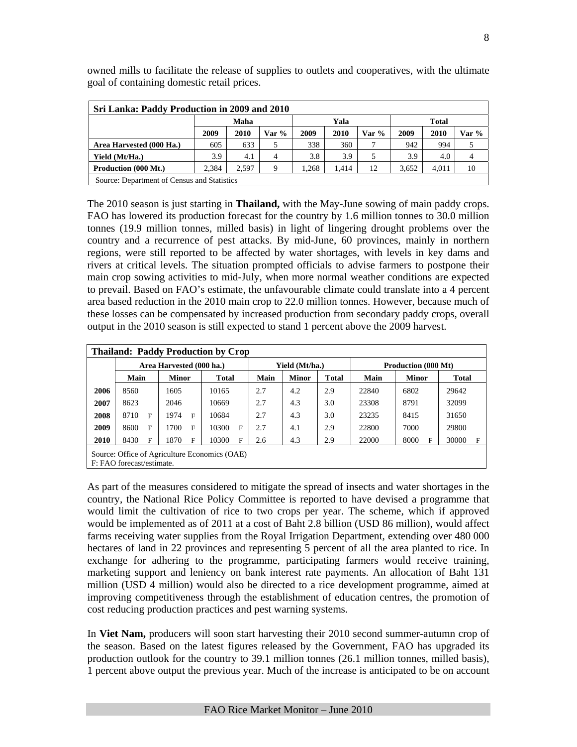owned mills to facilitate the release of supplies to outlets and cooperatives, with the ultimate goal of containing domestic retail prices.

| **Sri Lanka: Paddy Production in 2009 and 2010** | | | | | | | | | |
|---|---|---|---|---|---|---|---|---|---|
| | **Maha** | | | **Yala** | | | **Total** | | |
| | **2009** | **2010** | **Var %** | **2009** | **2010** | **Var %** | **2009** | **2010** | **Var %** |
| **Area Harvested (000 Ha.)** | 605 | 633 | 5 | 338 | 360 | 7 | 942 | 994 | 5 |
| **Yield (Mt/Ha.)** | 3.9 | 4.1 | 4 | 3.8 | 3.9 | 5 | 3.9 | 4.0 | 4 |
| **Production (000 Mt.)** | 2,384 | 2,597 | 9 | 1,268 | 1,414 | 12 | 3,652 | 4,011 | 10 |
| Source: Department of Census and Statistics | | | | | | | | | |

The 2010 season is just starting in **Thailand,** with the May-June sowing of main paddy crops. FAO has lowered its production forecast for the country by 1.6 million tonnes to 30.0 million tonnes (19.9 million tonnes, milled basis) in light of lingering drought problems over the country and a recurrence of pest attacks. By mid-June, 60 provinces, mainly in northern regions, were still reported to be affected by water shortages, with levels in key dams and rivers at critical levels. The situation prompted officials to advise farmers to postpone their main crop sowing activities to mid-July, when more normal weather conditions are expected to prevail. Based on FAO's estimate, the unfavourable climate could translate into a 4 percent area based reduction in the 2010 main crop to 22.0 million tonnes. However, because much of these losses can be compensated by increased production from secondary paddy crops, overall output in the 2010 season is still expected to stand 1 percent above the 2009 harvest.

| **Thailand: Paddy Production by Crop** | | | | | | | | | |
|---|---|---|---|---|---|---|---|---|---|
| | **Area Harvested (000 ha.)** | | | **Yield (Mt/ha.)** | | | **Production (000 Mt)** | | |
| | **Main** | **Minor** | **Total** | **Main** | **Minor** | **Total** | **Main** | **Minor** | **Total** |
| **2006** | 8560 | 1605 | 10165 | 2.7 | 4.2 | 2.9 | 22840 | 6802 | 29642 |
| **2007** | 8623 | 2046 | 10669 | 2.7 | 4.3 | 3.0 | 23308 | 8791 | 32099 |
| **2008** | 8710 F | 1974 F | 10684 | 2.7 | 4.3 | 3.0 | 23235 | 8415 | 31650 |
| **2009** | 8600 F | 1700 F | 10300 F | 2.7 | 4.1 | 2.9 | 22800 | 7000 | 29800 |
| **2010** | 8430 F | 1870 F | 10300 F | 2.6 | 4.3 | 2.9 | 22000 | 8000 F | 30000 F |
| Source: Office of Agriculture Economics (OAE)<br>F: FAO forecast/estimate. | | | | | | | | | |

As part of the measures considered to mitigate the spread of insects and water shortages in the country, the National Rice Policy Committee is reported to have devised a programme that would limit the cultivation of rice to two crops per year. The scheme, which if approved would be implemented as of 2011 at a cost of Baht 2.8 billion (USD 86 million), would affect farms receiving water supplies from the Royal Irrigation Department, extending over 480 000 hectares of land in 22 provinces and representing 5 percent of all the area planted to rice. In exchange for adhering to the programme, participating farmers would receive training, marketing support and leniency on bank interest rate payments. An allocation of Baht 131 million (USD 4 million) would also be directed to a rice development programme, aimed at improving competitiveness through the establishment of education centres, the promotion of cost reducing production practices and pest warning systems.

In **Viet Nam,** producers will soon start harvesting their 2010 second summer-autumn crop of the season. Based on the latest figures released by the Government, FAO has upgraded its production outlook for the country to 39.1 million tonnes (26.1 million tonnes, milled basis), 1 percent above output the previous year. Much of the increase is anticipated to be on account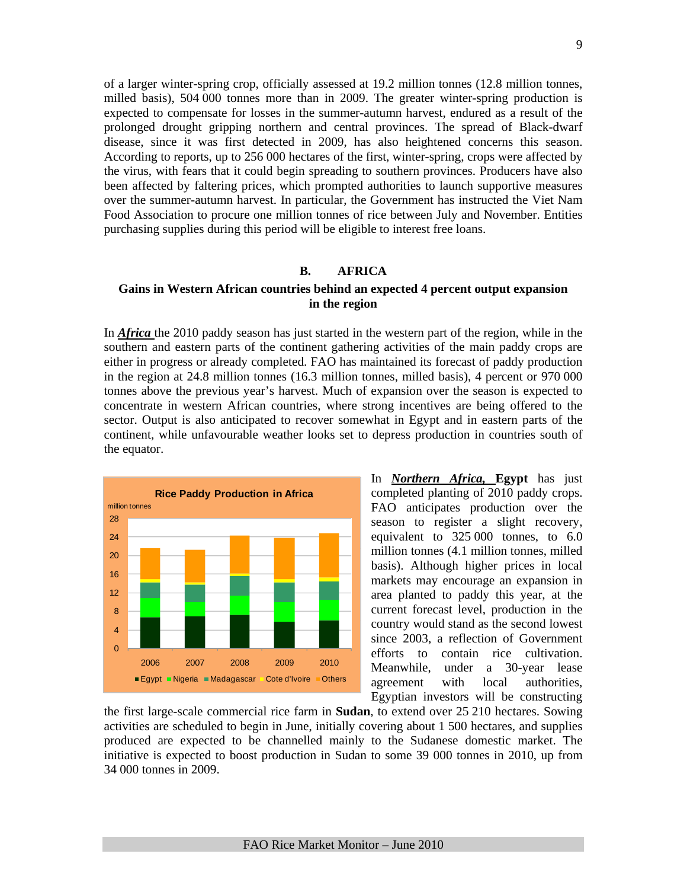of a larger winter-spring crop, officially assessed at 19.2 million tonnes (12.8 million tonnes, milled basis), 504 000 tonnes more than in 2009. The greater winter-spring production is expected to compensate for losses in the summer-autumn harvest, endured as a result of the prolonged drought gripping northern and central provinces. The spread of Black-dwarf disease, since it was first detected in 2009, has also heightened concerns this season. According to reports, up to 256 000 hectares of the first, winter-spring, crops were affected by the virus, with fears that it could begin spreading to southern provinces. Producers have also been affected by faltering prices, which prompted authorities to launch supportive measures over the summer-autumn harvest. In particular, the Government has instructed the Viet Nam Food Association to procure one million tonnes of rice between July and November. Entities purchasing supplies during this period will be eligible to interest free loans.

## B. AFRICA

### Gains in Western African countries behind an expected 4 percent output expansion in the region

In ***Africa*** the 2010 paddy season has just started in the western part of the region, while in the southern and eastern parts of the continent gathering activities of the main paddy crops are either in progress or already completed. FAO has maintained its forecast of paddy production in the region at 24.8 million tonnes (16.3 million tonnes, milled basis), 4 percent or 970 000 tonnes above the previous year's harvest. Much of expansion over the season is expected to concentrate in western African countries, where strong incentives are being offered to the sector. Output is also anticipated to recover somewhat in Egypt and in eastern parts of the continent, while unfavourable weather looks set to depress production in countries south of the equator.

**Rice Paddy Production in Africa**

million tonnes

(Stacked bar chart, 2006–2010: Egypt, Nigeria, Madagascar, Cote d'Ivoire, Others)

In ***Northern Africa,*** **Egypt** has just completed planting of 2010 paddy crops. FAO anticipates production over the season to register a slight recovery, equivalent to 325 000 tonnes, to 6.0 million tonnes (4.1 million tonnes, milled basis). Although higher prices in local markets may encourage an expansion in area planted to paddy this year, at the current forecast level, production in the country would stand as the second lowest since 2003, a reflection of Government efforts to contain rice cultivation. Meanwhile, under a 30-year lease agreement with local authorities, Egyptian investors will be constructing the first large-scale commercial rice farm in **Sudan**, to extend over 25 210 hectares. Sowing activities are scheduled to begin in June, initially covering about 1 500 hectares, and supplies produced are expected to be channelled mainly to the Sudanese domestic market. The initiative is expected to boost production in Sudan to some 39 000 tonnes in 2010, up from 34 000 tonnes in 2009.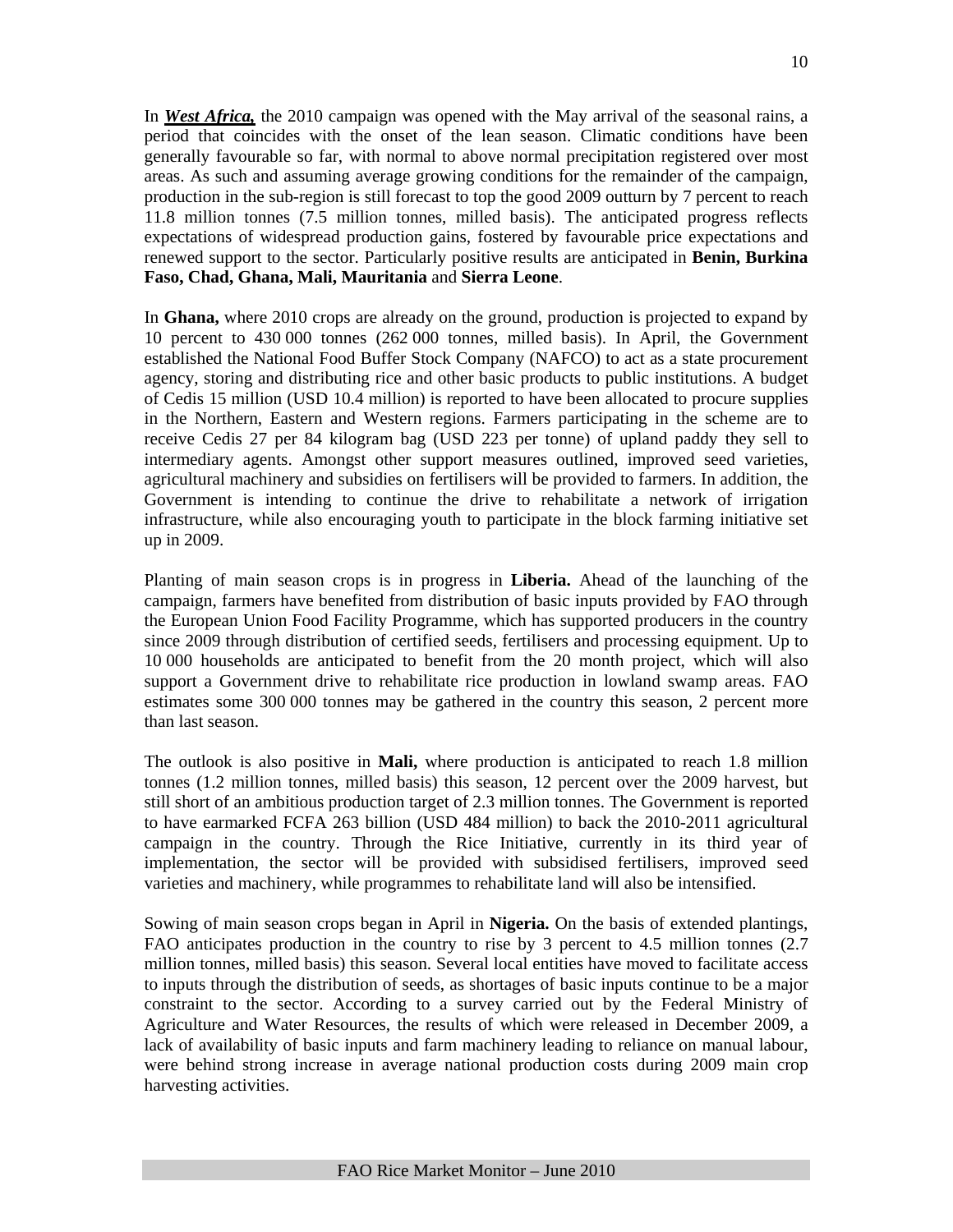In ***West Africa,*** the 2010 campaign was opened with the May arrival of the seasonal rains, a period that coincides with the onset of the lean season. Climatic conditions have been generally favourable so far, with normal to above normal precipitation registered over most areas. As such and assuming average growing conditions for the remainder of the campaign, production in the sub-region is still forecast to top the good 2009 outturn by 7 percent to reach 11.8 million tonnes (7.5 million tonnes, milled basis). The anticipated progress reflects expectations of widespread production gains, fostered by favourable price expectations and renewed support to the sector. Particularly positive results are anticipated in **Benin, Burkina Faso, Chad, Ghana, Mali, Mauritania** and **Sierra Leone**.

In **Ghana,** where 2010 crops are already on the ground, production is projected to expand by 10 percent to 430 000 tonnes (262 000 tonnes, milled basis). In April, the Government established the National Food Buffer Stock Company (NAFCO) to act as a state procurement agency, storing and distributing rice and other basic products to public institutions. A budget of Cedis 15 million (USD 10.4 million) is reported to have been allocated to procure supplies in the Northern, Eastern and Western regions. Farmers participating in the scheme are to receive Cedis 27 per 84 kilogram bag (USD 223 per tonne) of upland paddy they sell to intermediary agents. Amongst other support measures outlined, improved seed varieties, agricultural machinery and subsidies on fertilisers will be provided to farmers. In addition, the Government is intending to continue the drive to rehabilitate a network of irrigation infrastructure, while also encouraging youth to participate in the block farming initiative set up in 2009.

Planting of main season crops is in progress in **Liberia.** Ahead of the launching of the campaign, farmers have benefited from distribution of basic inputs provided by FAO through the European Union Food Facility Programme, which has supported producers in the country since 2009 through distribution of certified seeds, fertilisers and processing equipment. Up to 10 000 households are anticipated to benefit from the 20 month project, which will also support a Government drive to rehabilitate rice production in lowland swamp areas. FAO estimates some 300 000 tonnes may be gathered in the country this season, 2 percent more than last season.

The outlook is also positive in **Mali,** where production is anticipated to reach 1.8 million tonnes (1.2 million tonnes, milled basis) this season, 12 percent over the 2009 harvest, but still short of an ambitious production target of 2.3 million tonnes. The Government is reported to have earmarked FCFA 263 billion (USD 484 million) to back the 2010-2011 agricultural campaign in the country. Through the Rice Initiative, currently in its third year of implementation, the sector will be provided with subsidised fertilisers, improved seed varieties and machinery, while programmes to rehabilitate land will also be intensified.

Sowing of main season crops began in April in **Nigeria.** On the basis of extended plantings, FAO anticipates production in the country to rise by 3 percent to 4.5 million tonnes (2.7 million tonnes, milled basis) this season. Several local entities have moved to facilitate access to inputs through the distribution of seeds, as shortages of basic inputs continue to be a major constraint to the sector. According to a survey carried out by the Federal Ministry of Agriculture and Water Resources, the results of which were released in December 2009, a lack of availability of basic inputs and farm machinery leading to reliance on manual labour, were behind strong increase in average national production costs during 2009 main crop harvesting activities.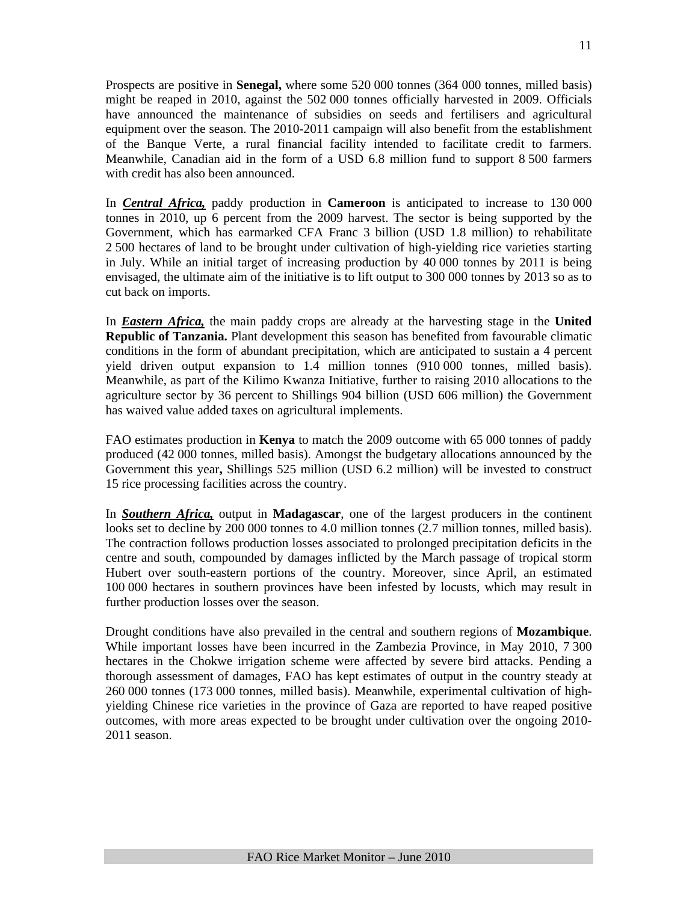Prospects are positive in **Senegal,** where some 520 000 tonnes (364 000 tonnes, milled basis) might be reaped in 2010, against the 502 000 tonnes officially harvested in 2009. Officials have announced the maintenance of subsidies on seeds and fertilisers and agricultural equipment over the season. The 2010-2011 campaign will also benefit from the establishment of the Banque Verte, a rural financial facility intended to facilitate credit to farmers. Meanwhile, Canadian aid in the form of a USD 6.8 million fund to support 8 500 farmers with credit has also been announced.

In ***Central Africa,*** paddy production in **Cameroon** is anticipated to increase to 130 000 tonnes in 2010, up 6 percent from the 2009 harvest. The sector is being supported by the Government, which has earmarked CFA Franc 3 billion (USD 1.8 million) to rehabilitate 2 500 hectares of land to be brought under cultivation of high-yielding rice varieties starting in July. While an initial target of increasing production by 40 000 tonnes by 2011 is being envisaged, the ultimate aim of the initiative is to lift output to 300 000 tonnes by 2013 so as to cut back on imports.

In ***Eastern Africa,*** the main paddy crops are already at the harvesting stage in the **United Republic of Tanzania.** Plant development this season has benefited from favourable climatic conditions in the form of abundant precipitation, which are anticipated to sustain a 4 percent yield driven output expansion to 1.4 million tonnes (910 000 tonnes, milled basis). Meanwhile, as part of the Kilimo Kwanza Initiative, further to raising 2010 allocations to the agriculture sector by 36 percent to Shillings 904 billion (USD 606 million) the Government has waived value added taxes on agricultural implements.

FAO estimates production in **Kenya** to match the 2009 outcome with 65 000 tonnes of paddy produced (42 000 tonnes, milled basis). Amongst the budgetary allocations announced by the Government this year**,** Shillings 525 million (USD 6.2 million) will be invested to construct 15 rice processing facilities across the country.

In ***Southern Africa,*** output in **Madagascar**, one of the largest producers in the continent looks set to decline by 200 000 tonnes to 4.0 million tonnes (2.7 million tonnes, milled basis). The contraction follows production losses associated to prolonged precipitation deficits in the centre and south, compounded by damages inflicted by the March passage of tropical storm Hubert over south-eastern portions of the country. Moreover, since April, an estimated 100 000 hectares in southern provinces have been infested by locusts, which may result in further production losses over the season.

Drought conditions have also prevailed in the central and southern regions of **Mozambique**. While important losses have been incurred in the Zambezia Province, in May 2010, 7 300 hectares in the Chokwe irrigation scheme were affected by severe bird attacks. Pending a thorough assessment of damages, FAO has kept estimates of output in the country steady at 260 000 tonnes (173 000 tonnes, milled basis). Meanwhile, experimental cultivation of high-yielding Chinese rice varieties in the province of Gaza are reported to have reaped positive outcomes, with more areas expected to be brought under cultivation over the ongoing 2010-2011 season.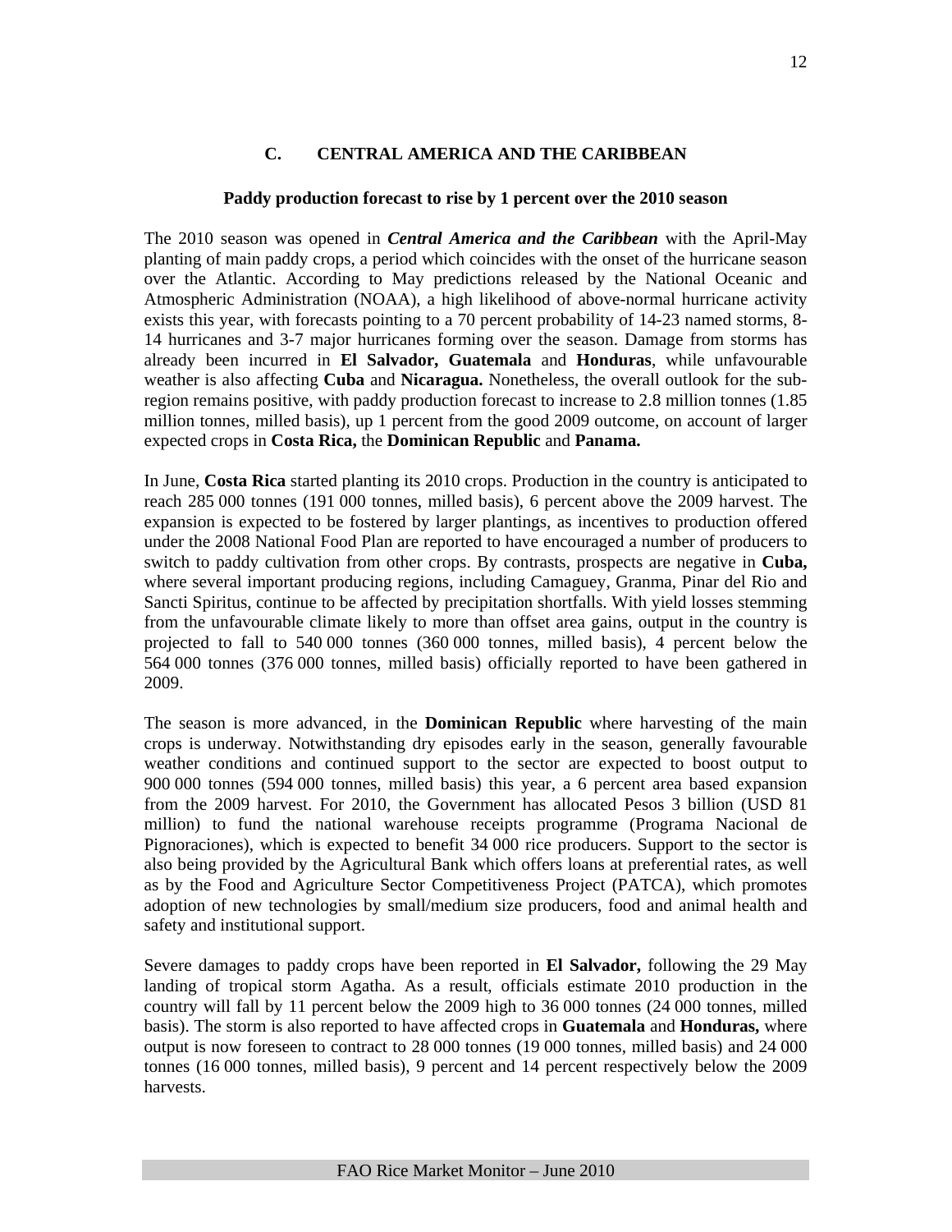## C. CENTRAL AMERICA AND THE CARIBBEAN

### Paddy production forecast to rise by 1 percent over the 2010 season

The 2010 season was opened in ***Central America and the Caribbean*** with the April-May planting of main paddy crops, a period which coincides with the onset of the hurricane season over the Atlantic. According to May predictions released by the National Oceanic and Atmospheric Administration (NOAA), a high likelihood of above-normal hurricane activity exists this year, with forecasts pointing to a 70 percent probability of 14-23 named storms, 8-14 hurricanes and 3-7 major hurricanes forming over the season. Damage from storms has already been incurred in **El Salvador, Guatemala** and **Honduras**, while unfavourable weather is also affecting **Cuba** and **Nicaragua.** Nonetheless, the overall outlook for the sub-region remains positive, with paddy production forecast to increase to 2.8 million tonnes (1.85 million tonnes, milled basis), up 1 percent from the good 2009 outcome, on account of larger expected crops in **Costa Rica,** the **Dominican Republic** and **Panama.**

In June, **Costa Rica** started planting its 2010 crops. Production in the country is anticipated to reach 285 000 tonnes (191 000 tonnes, milled basis), 6 percent above the 2009 harvest. The expansion is expected to be fostered by larger plantings, as incentives to production offered under the 2008 National Food Plan are reported to have encouraged a number of producers to switch to paddy cultivation from other crops. By contrasts, prospects are negative in **Cuba,** where several important producing regions, including Camaguey, Granma, Pinar del Rio and Sancti Spiritus, continue to be affected by precipitation shortfalls. With yield losses stemming from the unfavourable climate likely to more than offset area gains, output in the country is projected to fall to 540 000 tonnes (360 000 tonnes, milled basis), 4 percent below the 564 000 tonnes (376 000 tonnes, milled basis) officially reported to have been gathered in 2009.

The season is more advanced, in the **Dominican Republic** where harvesting of the main crops is underway. Notwithstanding dry episodes early in the season, generally favourable weather conditions and continued support to the sector are expected to boost output to 900 000 tonnes (594 000 tonnes, milled basis) this year, a 6 percent area based expansion from the 2009 harvest. For 2010, the Government has allocated Pesos 3 billion (USD 81 million) to fund the national warehouse receipts programme (Programa Nacional de Pignoraciones), which is expected to benefit 34 000 rice producers. Support to the sector is also being provided by the Agricultural Bank which offers loans at preferential rates, as well as by the Food and Agriculture Sector Competitiveness Project (PATCA), which promotes adoption of new technologies by small/medium size producers, food and animal health and safety and institutional support.

Severe damages to paddy crops have been reported in **El Salvador,** following the 29 May landing of tropical storm Agatha. As a result, officials estimate 2010 production in the country will fall by 11 percent below the 2009 high to 36 000 tonnes (24 000 tonnes, milled basis). The storm is also reported to have affected crops in **Guatemala** and **Honduras,** where output is now foreseen to contract to 28 000 tonnes (19 000 tonnes, milled basis) and 24 000 tonnes (16 000 tonnes, milled basis), 9 percent and 14 percent respectively below the 2009 harvests.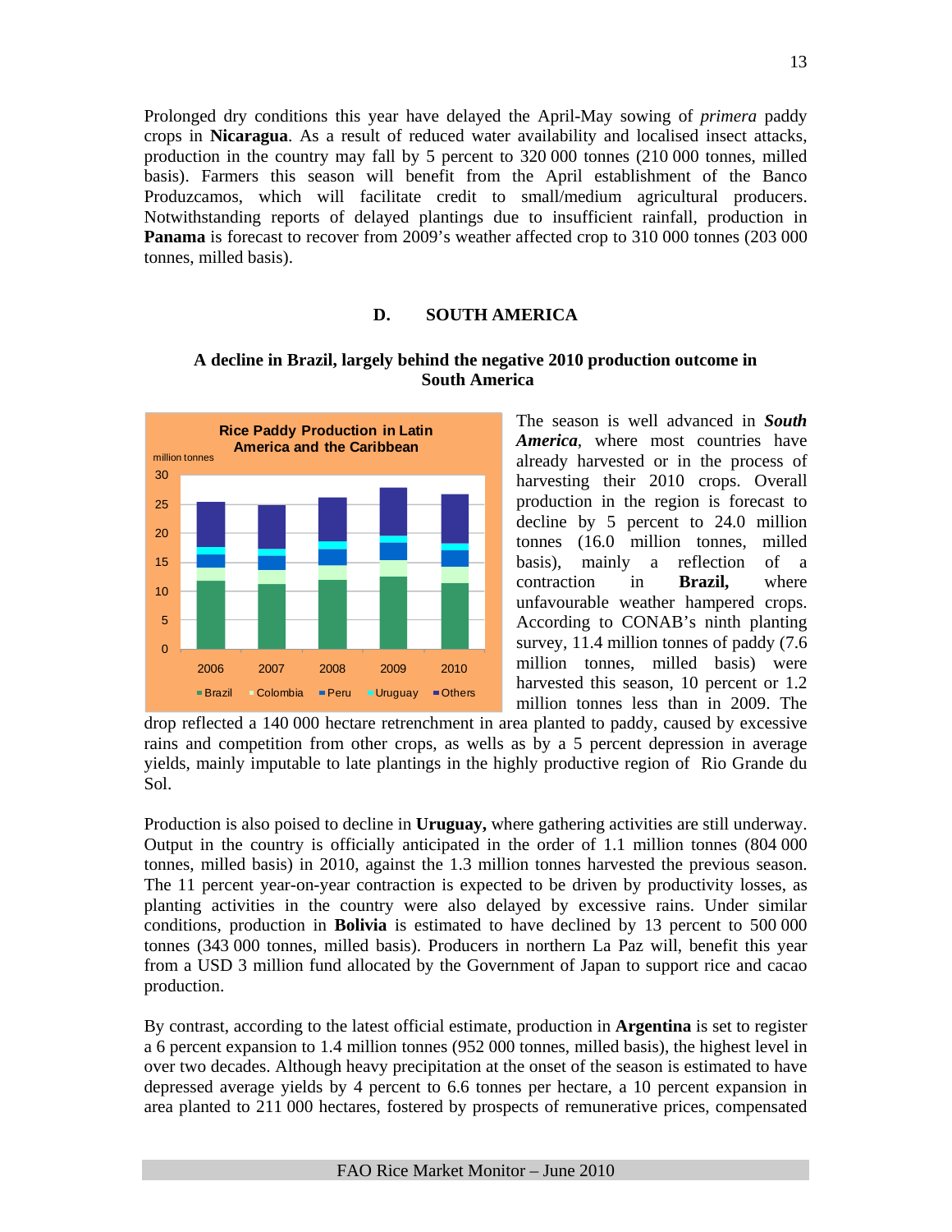Prolonged dry conditions this year have delayed the April-May sowing of *primera* paddy crops in **Nicaragua**. As a result of reduced water availability and localised insect attacks, production in the country may fall by 5 percent to 320 000 tonnes (210 000 tonnes, milled basis). Farmers this season will benefit from the April establishment of the Banco Produzcamos, which will facilitate credit to small/medium agricultural producers. Notwithstanding reports of delayed plantings due to insufficient rainfall, production in **Panama** is forecast to recover from 2009's weather affected crop to 310 000 tonnes (203 000 tonnes, milled basis).

## D. SOUTH AMERICA

### A decline in Brazil, largely behind the negative 2010 production outcome in South America

The season is well advanced in ***South America***, where most countries have already harvested or in the process of harvesting their 2010 crops. Overall production in the region is forecast to decline by 5 percent to 24.0 million tonnes (16.0 million tonnes, milled basis), mainly a reflection of a contraction in **Brazil,** where unfavourable weather hampered crops. According to CONAB's ninth planting survey, 11.4 million tonnes of paddy (7.6 million tonnes, milled basis) were harvested this season, 10 percent or 1.2 million tonnes less than in 2009. The drop reflected a 140 000 hectare retrenchment in area planted to paddy, caused by excessive rains and competition from other crops, as wells as by a 5 percent depression in average yields, mainly imputable to late plantings in the highly productive region of Rio Grande du Sol.

Production is also poised to decline in **Uruguay,** where gathering activities are still underway. Output in the country is officially anticipated in the order of 1.1 million tonnes (804 000 tonnes, milled basis) in 2010, against the 1.3 million tonnes harvested the previous season. The 11 percent year-on-year contraction is expected to be driven by productivity losses, as planting activities in the country were also delayed by excessive rains. Under similar conditions, production in **Bolivia** is estimated to have declined by 13 percent to 500 000 tonnes (343 000 tonnes, milled basis). Producers in northern La Paz will, benefit this year from a USD 3 million fund allocated by the Government of Japan to support rice and cacao production.

By contrast, according to the latest official estimate, production in **Argentina** is set to register a 6 percent expansion to 1.4 million tonnes (952 000 tonnes, milled basis), the highest level in over two decades. Although heavy precipitation at the onset of the season is estimated to have depressed average yields by 4 percent to 6.6 tonnes per hectare, a 10 percent expansion in area planted to 211 000 hectares, fostered by prospects of remunerative prices, compensated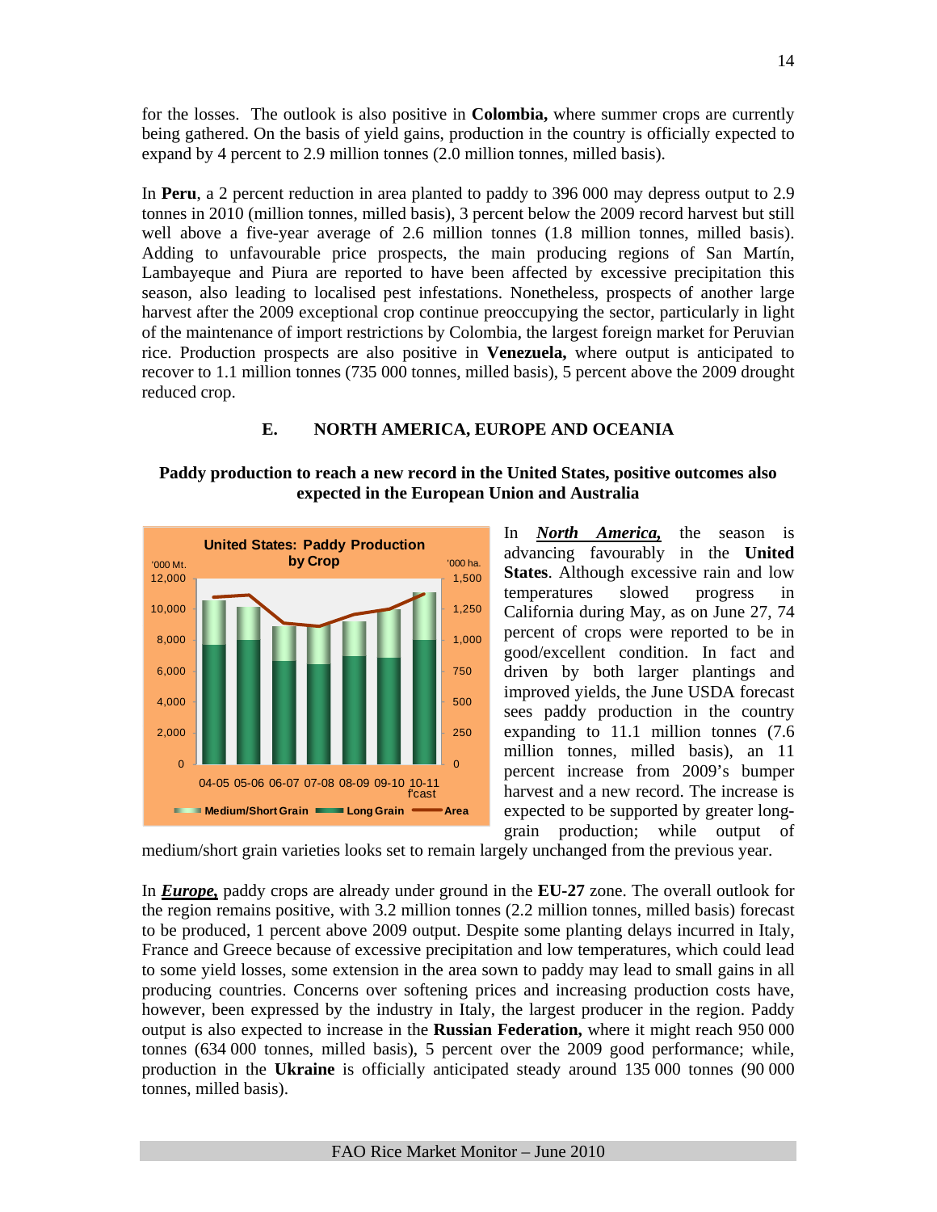for the losses. The outlook is also positive in **Colombia,** where summer crops are currently being gathered. On the basis of yield gains, production in the country is officially expected to expand by 4 percent to 2.9 million tonnes (2.0 million tonnes, milled basis).

In **Peru**, a 2 percent reduction in area planted to paddy to 396 000 may depress output to 2.9 tonnes in 2010 (million tonnes, milled basis), 3 percent below the 2009 record harvest but still well above a five-year average of 2.6 million tonnes (1.8 million tonnes, milled basis). Adding to unfavourable price prospects, the main producing regions of San Martín, Lambayeque and Piura are reported to have been affected by excessive precipitation this season, also leading to localised pest infestations. Nonetheless, prospects of another large harvest after the 2009 exceptional crop continue preoccupying the sector, particularly in light of the maintenance of import restrictions by Colombia, the largest foreign market for Peruvian rice. Production prospects are also positive in **Venezuela,** where output is anticipated to recover to 1.1 million tonnes (735 000 tonnes, milled basis), 5 percent above the 2009 drought reduced crop.

## E. NORTH AMERICA, EUROPE AND OCEANIA

### Paddy production to reach a new record in the United States, positive outcomes also expected in the European Union and Australia

In ***North America,*** the season is advancing favourably in the **United States**. Although excessive rain and low temperatures slowed progress in California during May, as on June 27, 74 percent of crops were reported to be in good/excellent condition. In fact and driven by both larger plantings and improved yields, the June USDA forecast sees paddy production in the country expanding to 11.1 million tonnes (7.6 million tonnes, milled basis), an 11 percent increase from 2009's bumper harvest and a new record. The increase is expected to be supported by greater long-grain production; while output of medium/short grain varieties looks set to remain largely unchanged from the previous year.

In ***Europe,*** paddy crops are already under ground in the **EU-27** zone. The overall outlook for the region remains positive, with 3.2 million tonnes (2.2 million tonnes, milled basis) forecast to be produced, 1 percent above 2009 output. Despite some planting delays incurred in Italy, France and Greece because of excessive precipitation and low temperatures, which could lead to some yield losses, some extension in the area sown to paddy may lead to small gains in all producing countries. Concerns over softening prices and increasing production costs have, however, been expressed by the industry in Italy, the largest producer in the region. Paddy output is also expected to increase in the **Russian Federation,** where it might reach 950 000 tonnes (634 000 tonnes, milled basis), 5 percent over the 2009 good performance; while, production in the **Ukraine** is officially anticipated steady around 135 000 tonnes (90 000 tonnes, milled basis).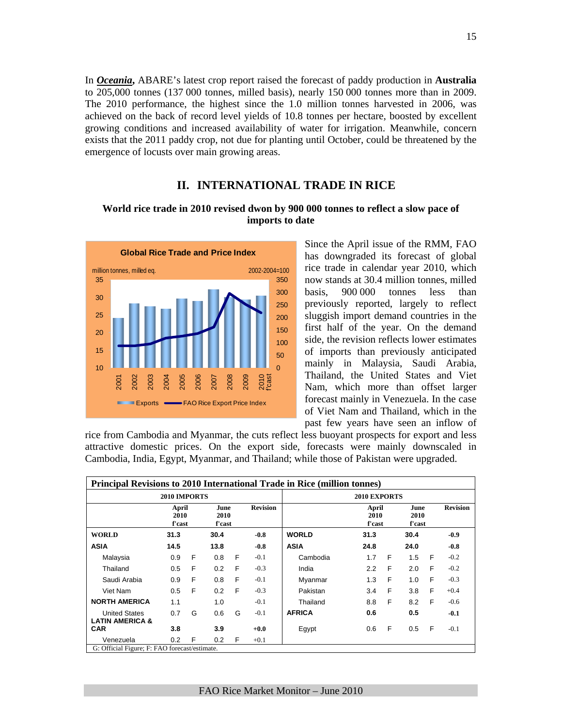In ***Oceania***, ABARE's latest crop report raised the forecast of paddy production in **Australia** to 205,000 tonnes (137 000 tonnes, milled basis), nearly 150 000 tonnes more than in 2009. The 2010 performance, the highest since the 1.0 million tonnes harvested in 2006, was achieved on the back of record level yields of 10.8 tonnes per hectare, boosted by excellent growing conditions and increased availability of water for irrigation. Meanwhile, concern exists that the 2011 paddy crop, not due for planting until October, could be threatened by the emergence of locusts over main growing areas.

## II. INTERNATIONAL TRADE IN RICE

### World rice trade in 2010 revised dwon by 900 000 tonnes to reflect a slow pace of imports to date

**Global Rice Trade and Price Index**

million tonnes, milled eq. — 2002-2004=100

Exports — FAO Rice Export Price Index

Since the April issue of the RMM, FAO has downgraded its forecast of global rice trade in calendar year 2010, which now stands at 30.4 million tonnes, milled basis, 900 000 tonnes less than previously reported, largely to reflect sluggish import demand countries in the first half of the year. On the demand side, the revision reflects lower estimates of imports than previously anticipated mainly in Malaysia, Saudi Arabia, Thailand, the United States and Viet Nam, which more than offset larger forecast mainly in Venezuela. In the case of Viet Nam and Thailand, which in the past few years have seen an inflow of rice from Cambodia and Myanmar, the cuts reflect less buoyant prospects for export and less attractive domestic prices. On the export side, forecasts were mainly downscaled in Cambodia, India, Egypt, Myanmar, and Thailand; while those of Pakistan were upgraded.

**Principal Revisions to 2010 International Trade in Rice (million tonnes)**

| 2010 IMPORTS | | | | | | 2010 EXPORTS | | | | | |
|---|---|---|---|---|---|---|---|---|---|---|---|
| | April 2010 f'cast | | June 2010 f'cast | | Revision | | April 2010 f'cast | | June 2010 f'cast | | Revision |
| **WORLD** | **31.3** | | **30.4** | | **-0.8** | **WORLD** | **31.3** | | **30.4** | | **-0.9** |
| **ASIA** | **14.5** | | **13.8** | | **-0.8** | **ASIA** | **24.8** | | **24.0** | | **-0.8** |
| Malaysia | 0.9 | F | 0.8 | F | -0.1 | Cambodia | 1.7 | F | 1.5 | F | -0.2 |
| Thailand | 0.5 | F | 0.2 | F | -0.3 | India | 2.2 | F | 2.0 | F | -0.2 |
| Saudi Arabia | 0.9 | F | 0.8 | F | -0.1 | Myanmar | 1.3 | F | 1.0 | F | -0.3 |
| Viet Nam | 0.5 | F | 0.2 | F | -0.3 | Pakistan | 3.4 | F | 3.8 | F | +0.4 |
| **NORTH AMERICA** | 1.1 | | 1.0 | | -0.1 | Thailand | 8.8 | F | 8.2 | F | -0.6 |
| United States | 0.7 | G | 0.6 | G | -0.1 | **AFRICA** | **0.6** | | **0.5** | | **-0.1** |
| **LATIN AMERICA & CAR** | **3.8** | | **3.9** | | **+0.0** | Egypt | 0.6 | F | 0.5 | F | -0.1 |
| Venezuela | 0.2 | F | 0.2 | F | +0.1 | | | | | | |

G: Official Figure; F: FAO forecast/estimate.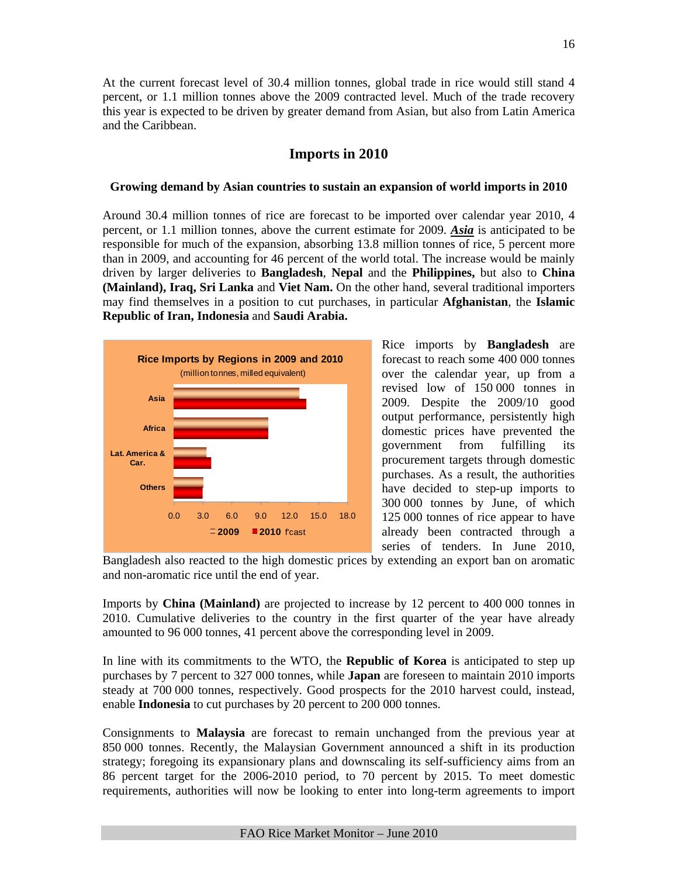At the current forecast level of 30.4 million tonnes, global trade in rice would still stand 4 percent, or 1.1 million tonnes above the 2009 contracted level. Much of the trade recovery this year is expected to be driven by greater demand from Asian, but also from Latin America and the Caribbean.

## Imports in 2010

### Growing demand by Asian countries to sustain an expansion of world imports in 2010

Around 30.4 million tonnes of rice are forecast to be imported over calendar year 2010, 4 percent, or 1.1 million tonnes, above the current estimate for 2009. ***Asia*** is anticipated to be responsible for much of the expansion, absorbing 13.8 million tonnes of rice, 5 percent more than in 2009, and accounting for 46 percent of the world total. The increase would be mainly driven by larger deliveries to **Bangladesh**, **Nepal** and the **Philippines,** but also to **China (Mainland), Iraq, Sri Lanka** and **Viet Nam.** On the other hand, several traditional importers may find themselves in a position to cut purchases, in particular **Afghanistan**, the **Islamic Republic of Iran, Indonesia** and **Saudi Arabia.**

**Rice Imports by Regions in 2009 and 2010**
(million tonnes, milled equivalent)

Rice imports by **Bangladesh** are forecast to reach some 400 000 tonnes over the calendar year, up from a revised low of 150 000 tonnes in 2009. Despite the 2009/10 good output performance, persistently high domestic prices have prevented the government from fulfilling its procurement targets through domestic purchases. As a result, the authorities have decided to step-up imports to 300 000 tonnes by June, of which 125 000 tonnes of rice appear to have already been contracted through a series of tenders. In June 2010, Bangladesh also reacted to the high domestic prices by extending an export ban on aromatic and non-aromatic rice until the end of year.

Imports by **China (Mainland)** are projected to increase by 12 percent to 400 000 tonnes in 2010. Cumulative deliveries to the country in the first quarter of the year have already amounted to 96 000 tonnes, 41 percent above the corresponding level in 2009.

In line with its commitments to the WTO, the **Republic of Korea** is anticipated to step up purchases by 7 percent to 327 000 tonnes, while **Japan** are foreseen to maintain 2010 imports steady at 700 000 tonnes, respectively. Good prospects for the 2010 harvest could, instead, enable **Indonesia** to cut purchases by 20 percent to 200 000 tonnes.

Consignments to **Malaysia** are forecast to remain unchanged from the previous year at 850 000 tonnes. Recently, the Malaysian Government announced a shift in its production strategy; foregoing its expansionary plans and downscaling its self-sufficiency aims from an 86 percent target for the 2006-2010 period, to 70 percent by 2015. To meet domestic requirements, authorities will now be looking to enter into long-term agreements to import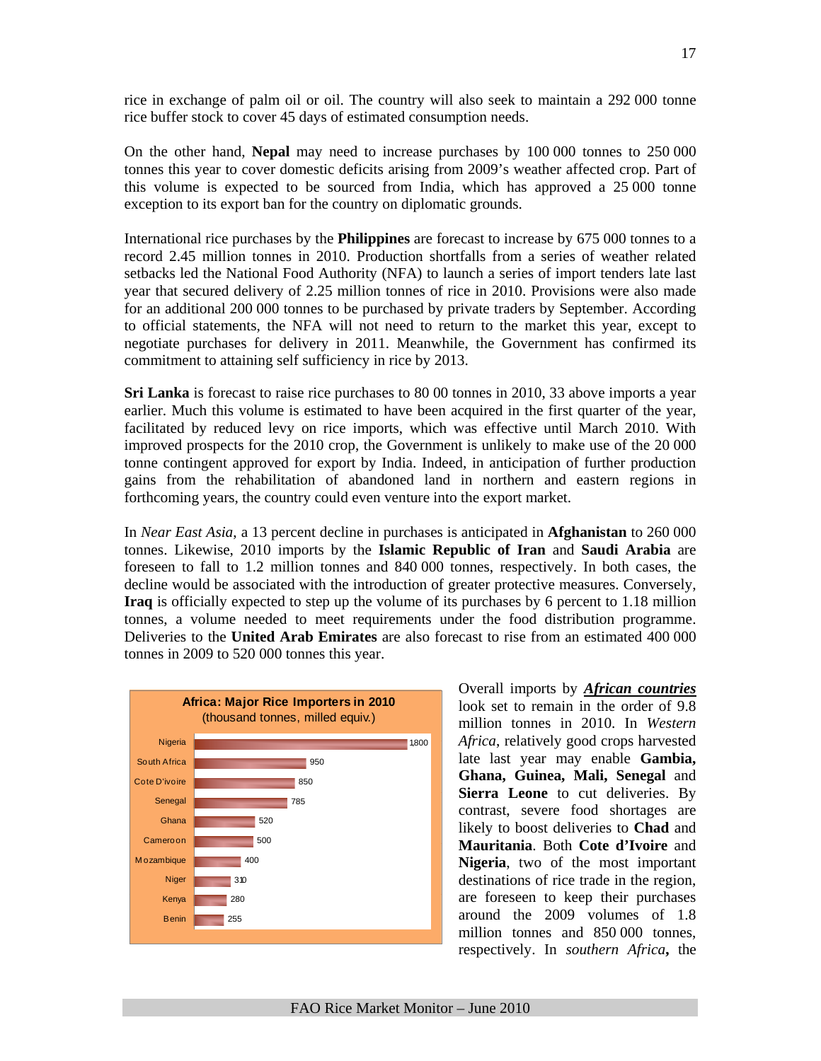rice in exchange of palm oil or oil. The country will also seek to maintain a 292 000 tonne rice buffer stock to cover 45 days of estimated consumption needs.

On the other hand, **Nepal** may need to increase purchases by 100 000 tonnes to 250 000 tonnes this year to cover domestic deficits arising from 2009's weather affected crop. Part of this volume is expected to be sourced from India, which has approved a 25 000 tonne exception to its export ban for the country on diplomatic grounds.

International rice purchases by the **Philippines** are forecast to increase by 675 000 tonnes to a record 2.45 million tonnes in 2010. Production shortfalls from a series of weather related setbacks led the National Food Authority (NFA) to launch a series of import tenders late last year that secured delivery of 2.25 million tonnes of rice in 2010. Provisions were also made for an additional 200 000 tonnes to be purchased by private traders by September. According to official statements, the NFA will not need to return to the market this year, except to negotiate purchases for delivery in 2011. Meanwhile, the Government has confirmed its commitment to attaining self sufficiency in rice by 2013.

**Sri Lanka** is forecast to raise rice purchases to 80 00 tonnes in 2010, 33 above imports a year earlier. Much this volume is estimated to have been acquired in the first quarter of the year, facilitated by reduced levy on rice imports, which was effective until March 2010. With improved prospects for the 2010 crop, the Government is unlikely to make use of the 20 000 tonne contingent approved for export by India. Indeed, in anticipation of further production gains from the rehabilitation of abandoned land in northern and eastern regions in forthcoming years, the country could even venture into the export market.

In *Near East Asia*, a 13 percent decline in purchases is anticipated in **Afghanistan** to 260 000 tonnes. Likewise, 2010 imports by the **Islamic Republic of Iran** and **Saudi Arabia** are foreseen to fall to 1.2 million tonnes and 840 000 tonnes, respectively. In both cases, the decline would be associated with the introduction of greater protective measures. Conversely, **Iraq** is officially expected to step up the volume of its purchases by 6 percent to 1.18 million tonnes, a volume needed to meet requirements under the food distribution programme. Deliveries to the **United Arab Emirates** are also forecast to rise from an estimated 400 000 tonnes in 2009 to 520 000 tonnes this year.

**Africa: Major Rice Importers in 2010**
(thousand tonnes, milled equiv.)

| Country | Imports |
|---|---|
| Nigeria | 1800 |
| South Africa | 950 |
| Cote D'ivoire | 850 |
| Senegal | 785 |
| Ghana | 520 |
| Cameroon | 500 |
| Mozambique | 400 |
| Niger | 310 |
| Kenya | 280 |
| Benin | 255 |

Overall imports by ***African countries*** look set to remain in the order of 9.8 million tonnes in 2010. In *Western Africa*, relatively good crops harvested late last year may enable **Gambia, Ghana, Guinea, Mali, Senegal** and **Sierra Leone** to cut deliveries. By contrast, severe food shortages are likely to boost deliveries to **Chad** and **Mauritania**. Both **Cote d'Ivoire** and **Nigeria**, two of the most important destinations of rice trade in the region, are foreseen to keep their purchases around the 2009 volumes of 1.8 million tonnes and 850 000 tonnes, respectively. In *southern Africa***,** the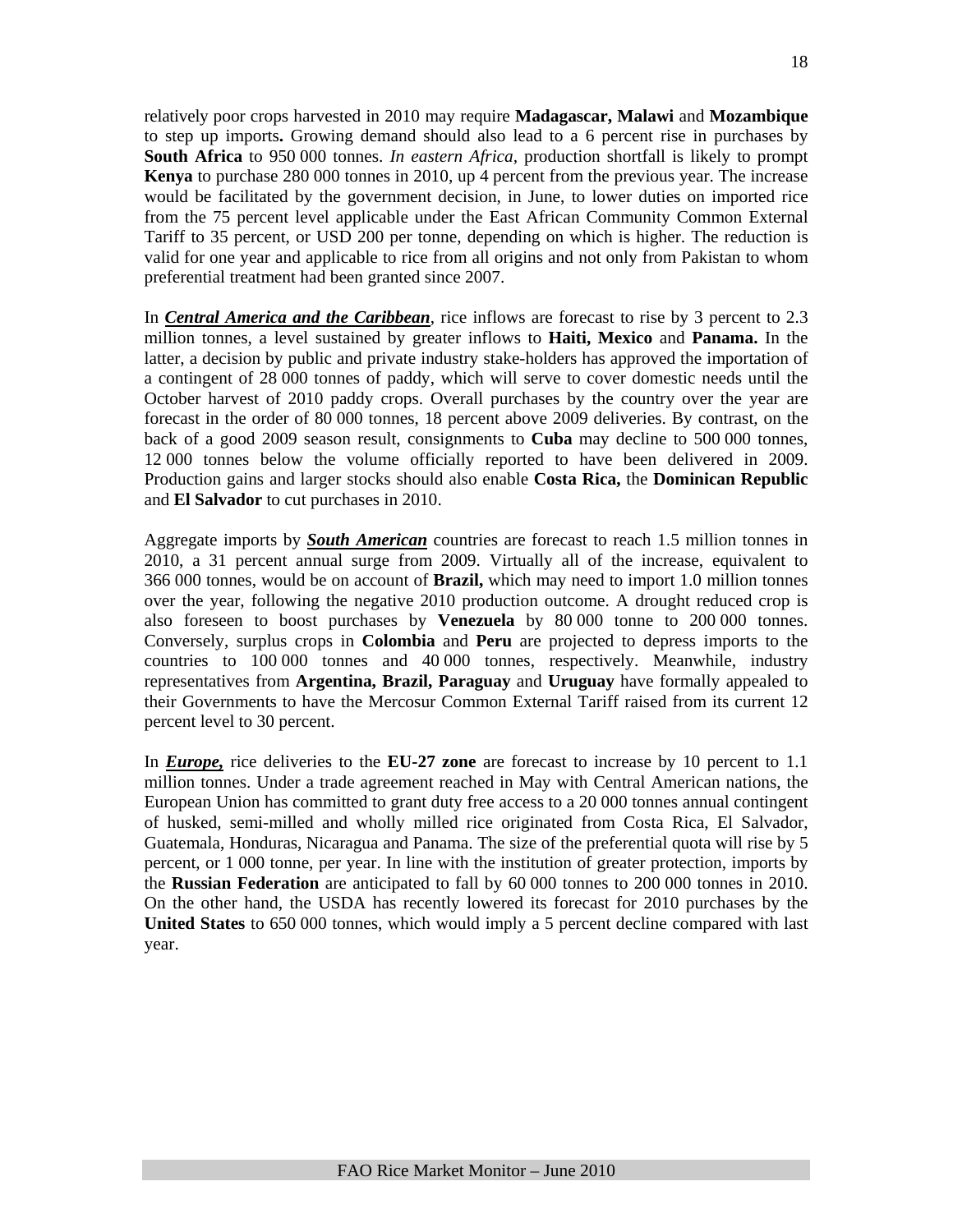relatively poor crops harvested in 2010 may require **Madagascar, Malawi** and **Mozambique** to step up imports**.** Growing demand should also lead to a 6 percent rise in purchases by **South Africa** to 950 000 tonnes. *In eastern Africa,* production shortfall is likely to prompt **Kenya** to purchase 280 000 tonnes in 2010, up 4 percent from the previous year. The increase would be facilitated by the government decision, in June, to lower duties on imported rice from the 75 percent level applicable under the East African Community Common External Tariff to 35 percent, or USD 200 per tonne, depending on which is higher. The reduction is valid for one year and applicable to rice from all origins and not only from Pakistan to whom preferential treatment had been granted since 2007.

In ***Central America and the Caribbean***, rice inflows are forecast to rise by 3 percent to 2.3 million tonnes, a level sustained by greater inflows to **Haiti, Mexico** and **Panama.** In the latter, a decision by public and private industry stake-holders has approved the importation of a contingent of 28 000 tonnes of paddy, which will serve to cover domestic needs until the October harvest of 2010 paddy crops. Overall purchases by the country over the year are forecast in the order of 80 000 tonnes, 18 percent above 2009 deliveries. By contrast, on the back of a good 2009 season result, consignments to **Cuba** may decline to 500 000 tonnes, 12 000 tonnes below the volume officially reported to have been delivered in 2009. Production gains and larger stocks should also enable **Costa Rica,** the **Dominican Republic** and **El Salvador** to cut purchases in 2010.

Aggregate imports by ***South American*** countries are forecast to reach 1.5 million tonnes in 2010, a 31 percent annual surge from 2009. Virtually all of the increase, equivalent to 366 000 tonnes, would be on account of **Brazil,** which may need to import 1.0 million tonnes over the year, following the negative 2010 production outcome. A drought reduced crop is also foreseen to boost purchases by **Venezuela** by 80 000 tonne to 200 000 tonnes. Conversely, surplus crops in **Colombia** and **Peru** are projected to depress imports to the countries to 100 000 tonnes and 40 000 tonnes, respectively. Meanwhile, industry representatives from **Argentina, Brazil, Paraguay** and **Uruguay** have formally appealed to their Governments to have the Mercosur Common External Tariff raised from its current 12 percent level to 30 percent.

In ***Europe,*** rice deliveries to the **EU-27 zone** are forecast to increase by 10 percent to 1.1 million tonnes. Under a trade agreement reached in May with Central American nations, the European Union has committed to grant duty free access to a 20 000 tonnes annual contingent of husked, semi-milled and wholly milled rice originated from Costa Rica, El Salvador, Guatemala, Honduras, Nicaragua and Panama. The size of the preferential quota will rise by 5 percent, or 1 000 tonne, per year. In line with the institution of greater protection, imports by the **Russian Federation** are anticipated to fall by 60 000 tonnes to 200 000 tonnes in 2010. On the other hand, the USDA has recently lowered its forecast for 2010 purchases by the **United States** to 650 000 tonnes, which would imply a 5 percent decline compared with last year.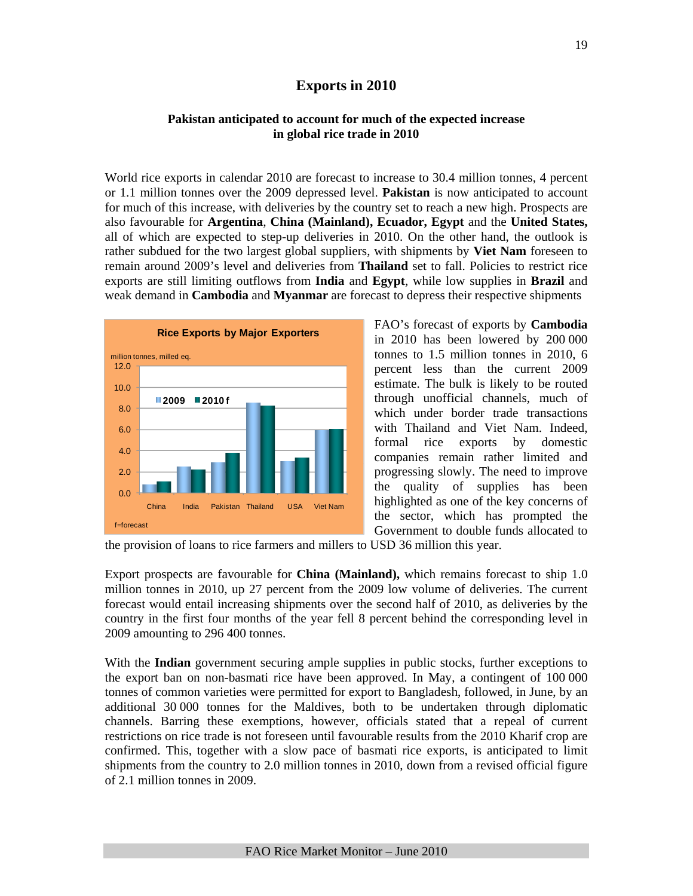## Exports in 2010

### Pakistan anticipated to account for much of the expected increase in global rice trade in 2010

World rice exports in calendar 2010 are forecast to increase to 30.4 million tonnes, 4 percent or 1.1 million tonnes over the 2009 depressed level. **Pakistan** is now anticipated to account for much of this increase, with deliveries by the country set to reach a new high. Prospects are also favourable for **Argentina**, **China (Mainland), Ecuador, Egypt** and the **United States,** all of which are expected to step-up deliveries in 2010. On the other hand, the outlook is rather subdued for the two largest global suppliers, with shipments by **Viet Nam** foreseen to remain around 2009's level and deliveries from **Thailand** set to fall. Policies to restrict rice exports are still limiting outflows from **India** and **Egypt**, while low supplies in **Brazil** and weak demand in **Cambodia** and **Myanmar** are forecast to depress their respective shipments

FAO's forecast of exports by **Cambodia** in 2010 has been lowered by 200 000 tonnes to 1.5 million tonnes in 2010, 6 percent less than the current 2009 estimate. The bulk is likely to be routed through unofficial channels, much of which under border trade transactions with Thailand and Viet Nam. Indeed, formal rice exports by domestic companies remain rather limited and progressing slowly. The need to improve the quality of supplies has been highlighted as one of the key concerns of the sector, which has prompted the Government to double funds allocated to the provision of loans to rice farmers and millers to USD 36 million this year.

Export prospects are favourable for **China (Mainland),** which remains forecast to ship 1.0 million tonnes in 2010, up 27 percent from the 2009 low volume of deliveries. The current forecast would entail increasing shipments over the second half of 2010, as deliveries by the country in the first four months of the year fell 8 percent behind the corresponding level in 2009 amounting to 296 400 tonnes.

With the **Indian** government securing ample supplies in public stocks, further exceptions to the export ban on non-basmati rice have been approved. In May, a contingent of 100 000 tonnes of common varieties were permitted for export to Bangladesh, followed, in June, by an additional 30 000 tonnes for the Maldives, both to be undertaken through diplomatic channels. Barring these exemptions, however, officials stated that a repeal of current restrictions on rice trade is not foreseen until favourable results from the 2010 Kharif crop are confirmed. This, together with a slow pace of basmati rice exports, is anticipated to limit shipments from the country to 2.0 million tonnes in 2010, down from a revised official figure of 2.1 million tonnes in 2009.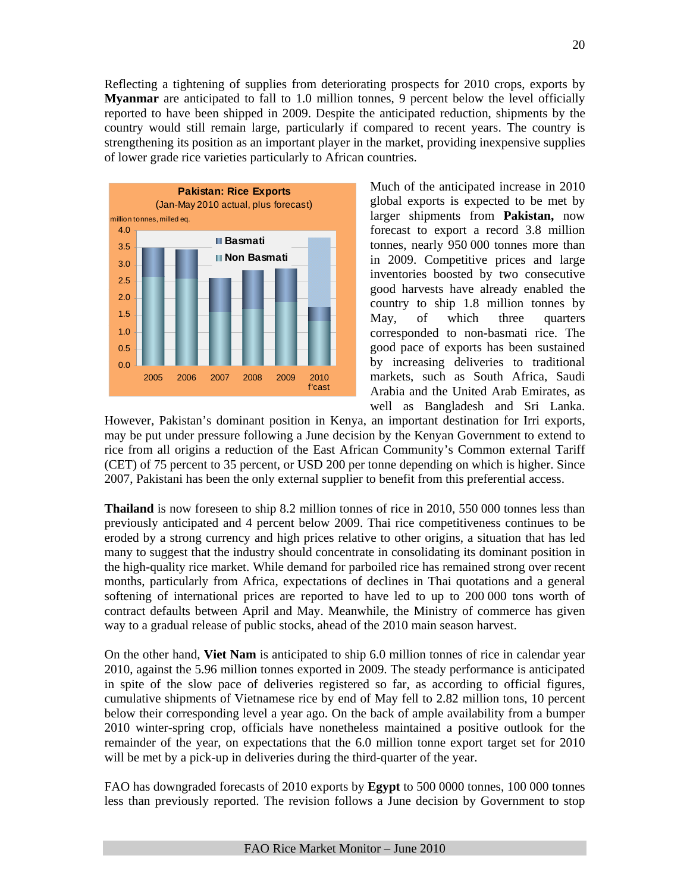Reflecting a tightening of supplies from deteriorating prospects for 2010 crops, exports by **Myanmar** are anticipated to fall to 1.0 million tonnes, 9 percent below the level officially reported to have been shipped in 2009. Despite the anticipated reduction, shipments by the country would still remain large, particularly if compared to recent years. The country is strengthening its position as an important player in the market, providing inexpensive supplies of lower grade rice varieties particularly to African countries.

**Pakistan: Rice Exports**
(Jan-May 2010 actual, plus forecast)
million tonnes, milled eq.

Much of the anticipated increase in 2010 global exports is expected to be met by larger shipments from **Pakistan,** now forecast to export a record 3.8 million tonnes, nearly 950 000 tonnes more than in 2009. Competitive prices and large inventories boosted by two consecutive good harvests have already enabled the country to ship 1.8 million tonnes by May, of which three quarters corresponded to non-basmati rice. The good pace of exports has been sustained by increasing deliveries to traditional markets, such as South Africa, Saudi Arabia and the United Arab Emirates, as well as Bangladesh and Sri Lanka. However, Pakistan's dominant position in Kenya, an important destination for Irri exports, may be put under pressure following a June decision by the Kenyan Government to extend to rice from all origins a reduction of the East African Community's Common external Tariff (CET) of 75 percent to 35 percent, or USD 200 per tonne depending on which is higher. Since 2007, Pakistani has been the only external supplier to benefit from this preferential access.

**Thailand** is now foreseen to ship 8.2 million tonnes of rice in 2010, 550 000 tonnes less than previously anticipated and 4 percent below 2009. Thai rice competitiveness continues to be eroded by a strong currency and high prices relative to other origins, a situation that has led many to suggest that the industry should concentrate in consolidating its dominant position in the high-quality rice market. While demand for parboiled rice has remained strong over recent months, particularly from Africa, expectations of declines in Thai quotations and a general softening of international prices are reported to have led to up to 200 000 tons worth of contract defaults between April and May. Meanwhile, the Ministry of commerce has given way to a gradual release of public stocks, ahead of the 2010 main season harvest.

On the other hand, **Viet Nam** is anticipated to ship 6.0 million tonnes of rice in calendar year 2010, against the 5.96 million tonnes exported in 2009. The steady performance is anticipated in spite of the slow pace of deliveries registered so far, as according to official figures, cumulative shipments of Vietnamese rice by end of May fell to 2.82 million tons, 10 percent below their corresponding level a year ago. On the back of ample availability from a bumper 2010 winter-spring crop, officials have nonetheless maintained a positive outlook for the remainder of the year, on expectations that the 6.0 million tonne export target set for 2010 will be met by a pick-up in deliveries during the third-quarter of the year.

FAO has downgraded forecasts of 2010 exports by **Egypt** to 500 0000 tonnes, 100 000 tonnes less than previously reported. The revision follows a June decision by Government to stop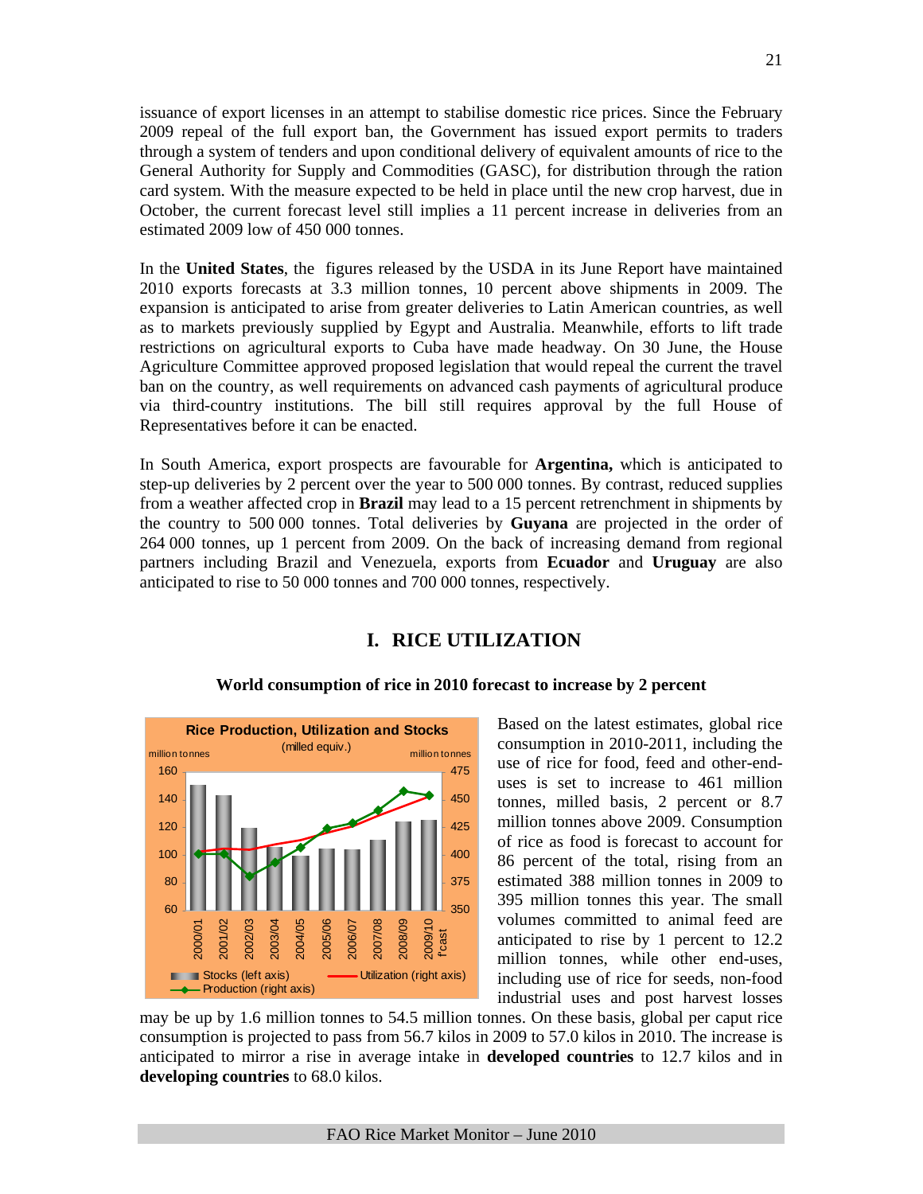issuance of export licenses in an attempt to stabilise domestic rice prices. Since the February 2009 repeal of the full export ban, the Government has issued export permits to traders through a system of tenders and upon conditional delivery of equivalent amounts of rice to the General Authority for Supply and Commodities (GASC), for distribution through the ration card system. With the measure expected to be held in place until the new crop harvest, due in October, the current forecast level still implies a 11 percent increase in deliveries from an estimated 2009 low of 450 000 tonnes.

In the **United States**, the figures released by the USDA in its June Report have maintained 2010 exports forecasts at 3.3 million tonnes, 10 percent above shipments in 2009. The expansion is anticipated to arise from greater deliveries to Latin American countries, as well as to markets previously supplied by Egypt and Australia. Meanwhile, efforts to lift trade restrictions on agricultural exports to Cuba have made headway. On 30 June, the House Agriculture Committee approved proposed legislation that would repeal the current the travel ban on the country, as well requirements on advanced cash payments of agricultural produce via third-country institutions. The bill still requires approval by the full House of Representatives before it can be enacted.

In South America, export prospects are favourable for **Argentina,** which is anticipated to step-up deliveries by 2 percent over the year to 500 000 tonnes. By contrast, reduced supplies from a weather affected crop in **Brazil** may lead to a 15 percent retrenchment in shipments by the country to 500 000 tonnes. Total deliveries by **Guyana** are projected in the order of 264 000 tonnes, up 1 percent from 2009. On the back of increasing demand from regional partners including Brazil and Venezuela, exports from **Ecuador** and **Uruguay** are also anticipated to rise to 50 000 tonnes and 700 000 tonnes, respectively.

## I. RICE UTILIZATION

### World consumption of rice in 2010 forecast to increase by 2 percent

Rice Production, Utilization and Stocks (milled equiv.)

Based on the latest estimates, global rice consumption in 2010-2011, including the use of rice for food, feed and other-end-uses is set to increase to 461 million tonnes, milled basis, 2 percent or 8.7 million tonnes above 2009. Consumption of rice as food is forecast to account for 86 percent of the total, rising from an estimated 388 million tonnes in 2009 to 395 million tonnes this year. The small volumes committed to animal feed are anticipated to rise by 1 percent to 12.2 million tonnes, while other end-uses, including use of rice for seeds, non-food industrial uses and post harvest losses may be up by 1.6 million tonnes to 54.5 million tonnes. On these basis, global per caput rice consumption is projected to pass from 56.7 kilos in 2009 to 57.0 kilos in 2010. The increase is anticipated to mirror a rise in average intake in **developed countries** to 12.7 kilos and in **developing countries** to 68.0 kilos.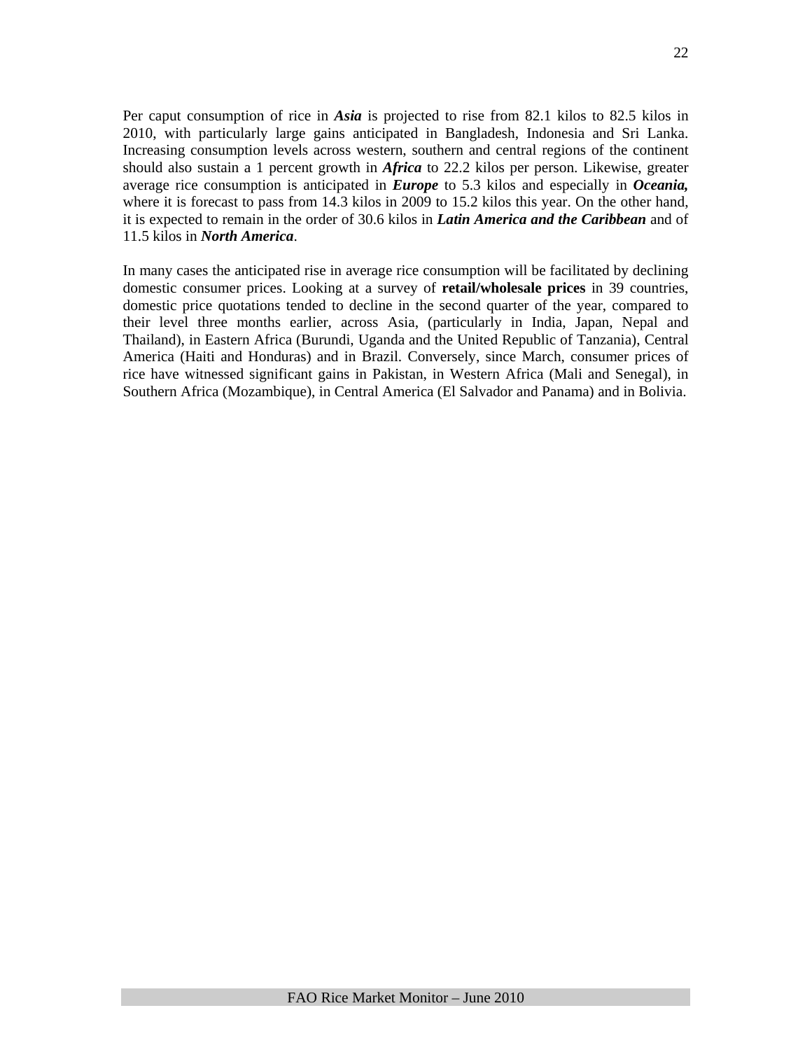Per caput consumption of rice in ***Asia*** is projected to rise from 82.1 kilos to 82.5 kilos in 2010, with particularly large gains anticipated in Bangladesh, Indonesia and Sri Lanka. Increasing consumption levels across western, southern and central regions of the continent should also sustain a 1 percent growth in ***Africa*** to 22.2 kilos per person. Likewise, greater average rice consumption is anticipated in ***Europe*** to 5.3 kilos and especially in ***Oceania,*** where it is forecast to pass from 14.3 kilos in 2009 to 15.2 kilos this year. On the other hand, it is expected to remain in the order of 30.6 kilos in ***Latin America and the Caribbean*** and of 11.5 kilos in ***North America***.

In many cases the anticipated rise in average rice consumption will be facilitated by declining domestic consumer prices. Looking at a survey of **retail/wholesale prices** in 39 countries, domestic price quotations tended to decline in the second quarter of the year, compared to their level three months earlier, across Asia, (particularly in India, Japan, Nepal and Thailand), in Eastern Africa (Burundi, Uganda and the United Republic of Tanzania), Central America (Haiti and Honduras) and in Brazil. Conversely, since March, consumer prices of rice have witnessed significant gains in Pakistan, in Western Africa (Mali and Senegal), in Southern Africa (Mozambique), in Central America (El Salvador and Panama) and in Bolivia.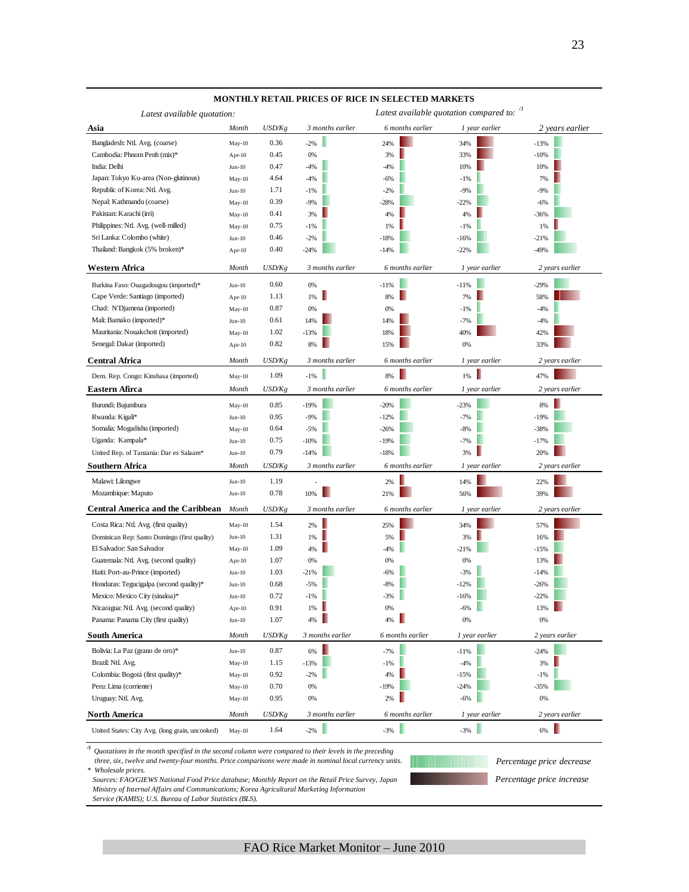## MONTHLY RETAIL PRICES OF RICE IN SELECTED MARKETS

*Latest available quotation:* | *Latest available quotation compared to:* [/1]

| Asia | Month | USD/Kg | 3 months earlier | 6 months earlier | 1 year earlier | 2 years earlier |
|---|---|---|---|---|---|---|
| Bangladesh: Ntl. Avg. (coarse) | May-10 | 0.36 | -2% | 24% | 34% | -13% |
| Cambodia: Phnom Penh (mix)* | Apr-10 | 0.45 | 0% | 3% | 33% | -10% |
| India: Delhi | Jun-10 | 0.47 | -4% | -4% | 10% | 10% |
| Japan: Tokyo Ku-area (Non-glutinous) | May-10 | 4.64 | -4% | -6% | -1% | 7% |
| Republic of Korea: Ntl. Avg. | Jun-10 | 1.71 | -1% | -2% | -9% | -9% |
| Nepal: Kathmandu (coarse) | May-10 | 0.39 | -9% | -28% | -22% | -6% |
| Pakistan: Karachi (irri) | May-10 | 0.41 | 3% | 4% | 4% | -36% |
| Philippines: Ntl. Avg. (well-milled) | May-10 | 0.75 | -1% | 1% | -1% | 1% |
| Sri Lanka: Colombo (white) | Jun-10 | 0.46 | -2% | -18% | -16% | -21% |
| Thailand: Bangkok (5% broken)* | Apr-10 | 0.40 | -24% | -14% | -22% | -49% |
| **Western Africa** | *Month* | *USD/Kg* | *3 months earlier* | *6 months earlier* | *1 year earlier* | *2 years earlier* |
| Burkina Faso: Ouagadougou (imported)* | Jun-10 | 0.60 | 0% | -11% | -11% | -29% |
| Cape Verde: Santiago (imported) | Apr-10 | 1.13 | 1% | 8% | 7% | 58% |
| Chad: N'Djamena (imported) | May-10 | 0.87 | 0% | 0% | -1% | -4% |
| Mali: Bamako (imported)* | Jun-10 | 0.61 | 14% | 14% | -7% | -4% |
| Mauritania: Nouakchott (imported) | May-10 | 1.02 | -13% | 18% | 40% | 42% |
| Senegal: Dakar (imported) | Apr-10 | 0.82 | 8% | 15% | 0% | 33% |
| **Central Africa** | *Month* | *USD/Kg* | *3 months earlier* | *6 months earlier* | *1 year earlier* | *2 years earlier* |
| Dem. Rep. Congo: Kinshasa (imported) | May-10 | 1.09 | -1% | 8% | 1% | 47% |
| **Eastern Afirca** | *Month* | *USD/Kg* | *3 months earlier* | *6 months earlier* | *1 year earlier* | *2 years earlier* |
| Burundi: Bujumbura | May-10 | 0.85 | -19% | -20% | -23% | 8% |
| Rwanda: Kigali* | Jun-10 | 0.95 | -9% | -12% | -7% | -19% |
| Somalia: Mogadishu (imported) | May-10 | 0.64 | -5% | -26% | -8% | -38% |
| Uganda: Kampala* | Jun-10 | 0.75 | -10% | -19% | -7% | -17% |
| United Rep. of Tanzania: Dar es Salaam* | Jun-10 | 0.79 | -14% | -18% | 3% | 20% |
| **Southern Africa** | *Month* | *USD/Kg* | *3 months earlier* | *6 months earlier* | *1 year earlier* | *2 years earlier* |
| Malawi: Lilongwe | Jun-10 | 1.19 | - | 2% | 14% | 22% |
| Mozambique: Maputo | Jun-10 | 0.78 | 10% | 21% | 56% | 39% |
| **Central America and the Caribbean** | *Month* | *USD/Kg* | *3 months earlier* | *6 months earlier* | *1 year earlier* | *2 years earlier* |
| Costa Rica: Ntl. Avg. (first quality) | May-10 | 1.54 | 2% | 25% | 34% | 57% |
| Dominican Rep: Santo Domingo (first quality) | Jun-10 | 1.31 | 1% | 5% | 3% | 16% |
| El Salvador: San Salvador | May-10 | 1.09 | 4% | -4% | -21% | -15% |
| Guatemala: Ntl. Avg. (second quality) | Apr-10 | 1.07 | 0% | 0% | 0% | 13% |
| Haiti: Port-au-Prince (imported) | Jun-10 | 1.03 | -21% | -6% | -3% | -14% |
| Honduras: Tegucigalpa (second quality)* | Jun-10 | 0.68 | -5% | -8% | -12% | -26% |
| Mexico: Mexico City (sinaloa)* | Jun-10 | 0.72 | -1% | -3% | -16% | -22% |
| Nicaragua: Ntl. Avg. (second quality) | Apr-10 | 0.91 | 1% | 0% | -6% | 13% |
| Panama: Panama City (first quality) | Jun-10 | 1.07 | 4% | 4% | 0% | 0% |
| **South America** | *Month* | *USD/Kg* | *3 months earlier* | *6 months earlier* | *1 year earlier* | *2 years earlier* |
| Bolivia: La Paz (grano de oro)* | Jun-10 | 0.87 | 6% | -7% | -11% | -24% |
| Brazil: Ntl. Avg. | May-10 | 1.15 | -13% | -1% | -4% | 3% |
| Colombia: Bogotá (first quality)* | May-10 | 0.92 | -2% | 4% | -15% | -1% |
| Peru: Lima (corriente) | May-10 | 0.70 | 0% | -19% | -24% | -35% |
| Uruguay: Ntl. Avg. | May-10 | 0.95 | 0% | 2% | -6% | 0% |
| **North America** | *Month* | *USD/Kg* | *3 months earlier* | *6 months earlier* | *1 year earlier* | *2 years earlier* |
| United States: City Avg. (long grain, uncooked) | May-10 | 1.64 | -2% | -3% | -3% | 6% |

[/1] *Quotations in the month specified in the second column were compared to their levels in the preceding three, six, twelve and twenty-four months. Price comparisons were made in nominal local currency units.*
\* *Wholesale prices.*
*Sources: FAO/GIEWS National Food Price database; Monthly Report on the Retail Price Survey, Japan Ministry of Internal Affairs and Communications; Korea Agricultural Marketing Information Service (KAMIS); U.S. Bureau of Labor Statistics (BLS).*

*Percentage price decrease*
*Percentage price increase*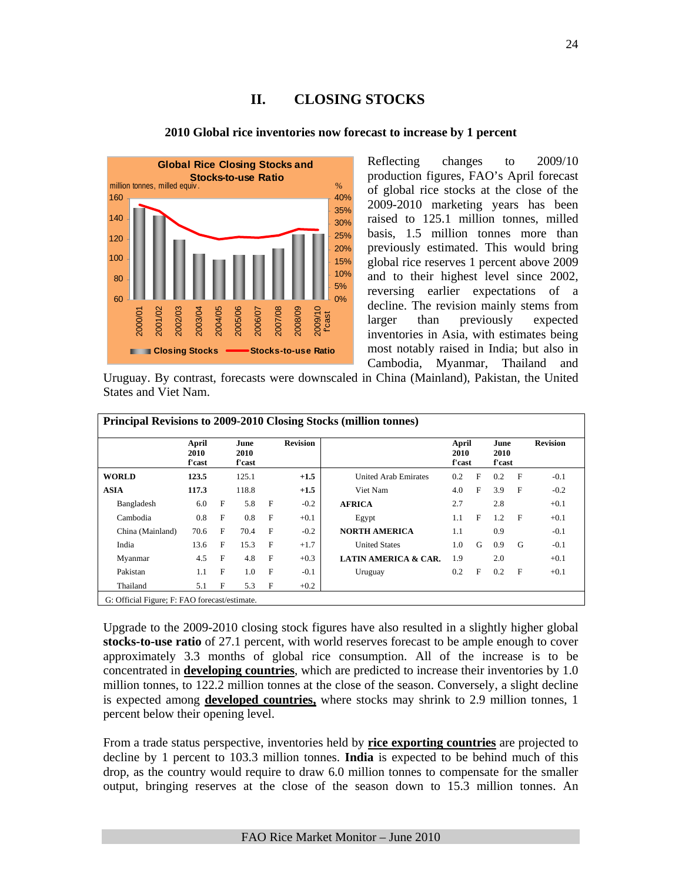# II. CLOSING STOCKS

### 2010 Global rice inventories now forecast to increase by 1 percent

Reflecting changes to 2009/10 production figures, FAO's April forecast of global rice stocks at the close of the 2009-2010 marketing years has been raised to 125.1 million tonnes, milled basis, 1.5 million tonnes more than previously estimated. This would bring global rice reserves 1 percent above 2009 and to their highest level since 2002, reversing earlier expectations of a decline. The revision mainly stems from larger than previously expected inventories in Asia, with estimates being most notably raised in India; but also in Cambodia, Myanmar, Thailand and Uruguay. By contrast, forecasts were downscaled in China (Mainland), Pakistan, the United States and Viet Nam.

**Principal Revisions to 2009-2010 Closing Stocks (million tonnes)**

| | April 2010 f'cast | | June 2010 f'cast | | Revision | | April 2010 f'cast | | June 2010 f'cast | | Revision |
|---|---|---|---|---|---|---|---|---|---|---|---|
| **WORLD** | **123.5** | | 125.1 | | **+1.5** | United Arab Emirates | 0.2 | F | 0.2 | F | -0.1 |
| **ASIA** | **117.3** | | 118.8 | | **+1.5** | Viet Nam | 4.0 | F | 3.9 | F | -0.2 |
| Bangladesh | 6.0 | F | 5.8 | F | -0.2 | **AFRICA** | 2.7 | | 2.8 | | +0.1 |
| Cambodia | 0.8 | F | 0.8 | F | +0.1 | Egypt | 1.1 | F | 1.2 | F | +0.1 |
| China (Mainland) | 70.6 | F | 70.4 | F | -0.2 | **NORTH AMERICA** | 1.1 | | 0.9 | | -0.1 |
| India | 13.6 | F | 15.3 | F | +1.7 | United States | 1.0 | G | 0.9 | G | -0.1 |
| Myanmar | 4.5 | F | 4.8 | F | +0.3 | **LATIN AMERICA & CAR.** | 1.9 | | 2.0 | | +0.1 |
| Pakistan | 1.1 | F | 1.0 | F | -0.1 | Uruguay | 0.2 | F | 0.2 | F | +0.1 |
| Thailand | 5.1 | F | 5.3 | F | +0.2 | | | | | | |

G: Official Figure; F: FAO forecast/estimate.

Upgrade to the 2009-2010 closing stock figures have also resulted in a slightly higher global **stocks-to-use ratio** of 27.1 percent, with world reserves forecast to be ample enough to cover approximately 3.3 months of global rice consumption. All of the increase is to be concentrated in **developing countries**, which are predicted to increase their inventories by 1.0 million tonnes, to 122.2 million tonnes at the close of the season. Conversely, a slight decline is expected among **developed countries,** where stocks may shrink to 2.9 million tonnes, 1 percent below their opening level.

From a trade status perspective, inventories held by **rice exporting countries** are projected to decline by 1 percent to 103.3 million tonnes. **India** is expected to be behind much of this drop, as the country would require to draw 6.0 million tonnes to compensate for the smaller output, bringing reserves at the close of the season down to 15.3 million tonnes. An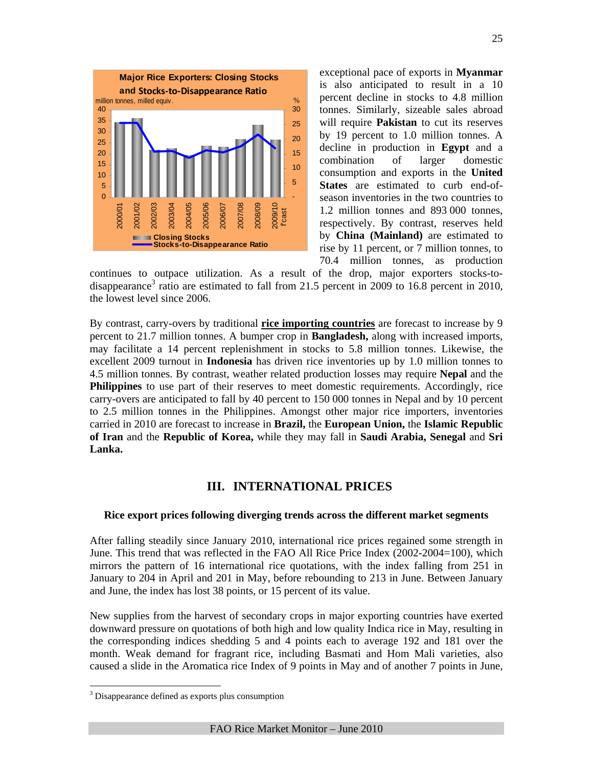**Major Rice Exporters: Closing Stocks and Stocks-to-Disappearance Ratio**

exceptional pace of exports in **Myanmar** is also anticipated to result in a 10 percent decline in stocks to 4.8 million tonnes. Similarly, sizeable sales abroad will require **Pakistan** to cut its reserves by 19 percent to 1.0 million tonnes. A decline in production in **Egypt** and a combination of larger domestic consumption and exports in the **United States** are estimated to curb end-of-season inventories in the two countries to 1.2 million tonnes and 893 000 tonnes, respectively. By contrast, reserves held by **China (Mainland)** are estimated to rise by 11 percent, or 7 million tonnes, to 70.4 million tonnes, as production continues to outpace utilization. As a result of the drop, major exporters stocks-to-disappearance[3] ratio are estimated to fall from 21.5 percent in 2009 to 16.8 percent in 2010, the lowest level since 2006.

By contrast, carry-overs by traditional **rice importing countries** are forecast to increase by 9 percent to 21.7 million tonnes. A bumper crop in **Bangladesh,** along with increased imports, may facilitate a 14 percent replenishment in stocks to 5.8 million tonnes. Likewise, the excellent 2009 turnout in **Indonesia** has driven rice inventories up by 1.0 million tonnes to 4.5 million tonnes. By contrast, weather related production losses may require **Nepal** and the **Philippines** to use part of their reserves to meet domestic requirements. Accordingly, rice carry-overs are anticipated to fall by 40 percent to 150 000 tonnes in Nepal and by 10 percent to 2.5 million tonnes in the Philippines. Amongst other major rice importers, inventories carried in 2010 are forecast to increase in **Brazil,** the **European Union,** the **Islamic Republic of Iran** and the **Republic of Korea,** while they may fall in **Saudi Arabia, Senegal** and **Sri Lanka.**

## III. INTERNATIONAL PRICES

### Rice export prices following diverging trends across the different market segments

After falling steadily since January 2010, international rice prices regained some strength in June. This trend that was reflected in the FAO All Rice Price Index (2002-2004=100), which mirrors the pattern of 16 international rice quotations, with the index falling from 251 in January to 204 in April and 201 in May, before rebounding to 213 in June. Between January and June, the index has lost 38 points, or 15 percent of its value.

New supplies from the harvest of secondary crops in major exporting countries have exerted downward pressure on quotations of both high and low quality Indica rice in May, resulting in the corresponding indices shedding 5 and 4 points each to average 192 and 181 over the month. Weak demand for fragrant rice, including Basmati and Hom Mali varieties, also caused a slide in the Aromatica rice Index of 9 points in May and of another 7 points in June,

[3] Disappearance defined as exports plus consumption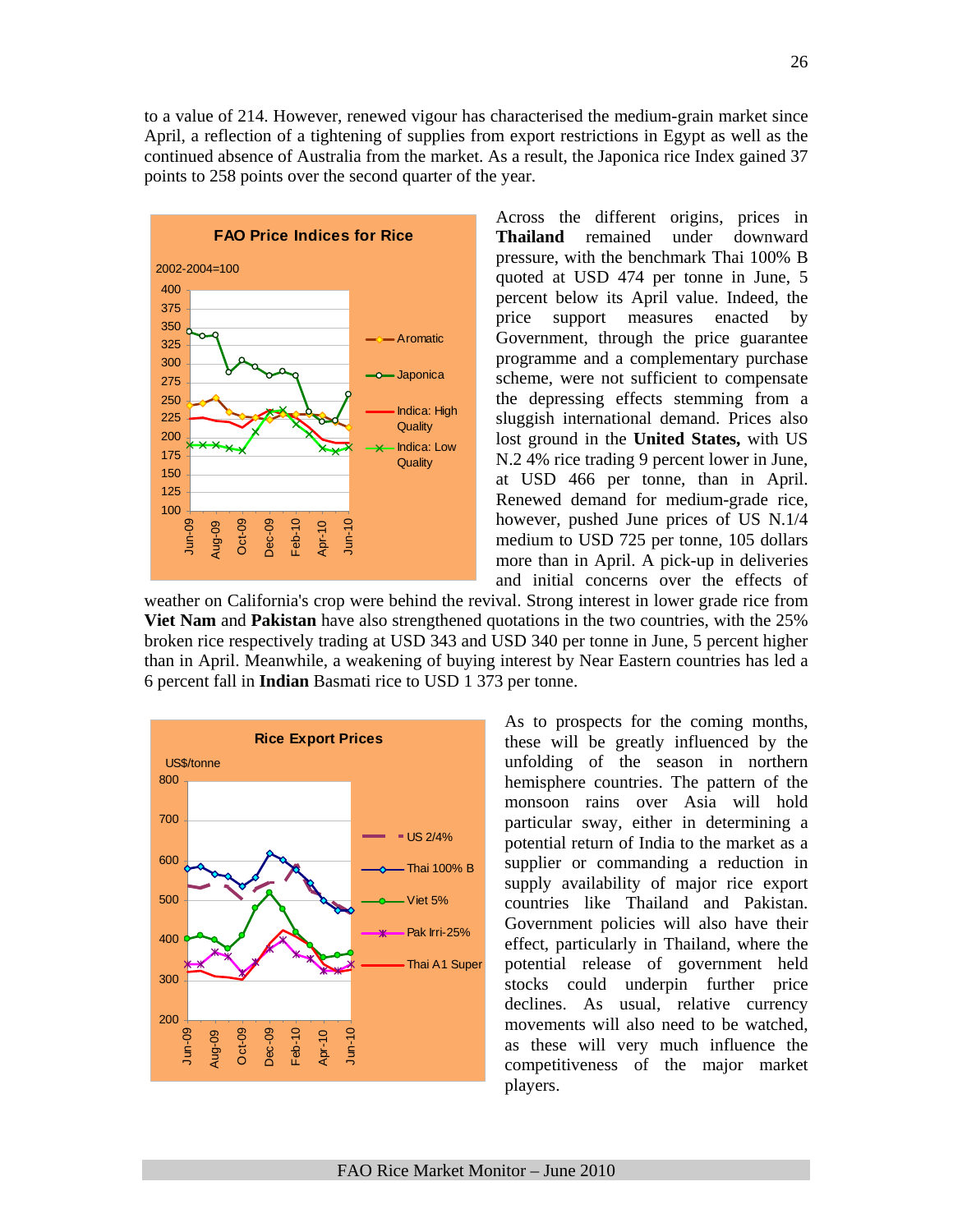to a value of 214. However, renewed vigour has characterised the medium-grain market since April, a reflection of a tightening of supplies from export restrictions in Egypt as well as the continued absence of Australia from the market. As a result, the Japonica rice Index gained 37 points to 258 points over the second quarter of the year.

Across the different origins, prices in **Thailand** remained under downward pressure, with the benchmark Thai 100% B quoted at USD 474 per tonne in June, 5 percent below its April value. Indeed, the price support measures enacted by Government, through the price guarantee programme and a complementary purchase scheme, were not sufficient to compensate the depressing effects stemming from a sluggish international demand. Prices also lost ground in the **United States,** with US N.2 4% rice trading 9 percent lower in June, at USD 466 per tonne, than in April. Renewed demand for medium-grade rice, however, pushed June prices of US N.1/4 medium to USD 725 per tonne, 105 dollars more than in April. A pick-up in deliveries and initial concerns over the effects of weather on California's crop were behind the revival. Strong interest in lower grade rice from **Viet Nam** and **Pakistan** have also strengthened quotations in the two countries, with the 25% broken rice respectively trading at USD 343 and USD 340 per tonne in June, 5 percent higher than in April. Meanwhile, a weakening of buying interest by Near Eastern countries has led a 6 percent fall in **Indian** Basmati rice to USD 1 373 per tonne.

As to prospects for the coming months, these will be greatly influenced by the unfolding of the season in northern hemisphere countries. The pattern of the monsoon rains over Asia will hold particular sway, either in determining a potential return of India to the market as a supplier or commanding a reduction in supply availability of major rice export countries like Thailand and Pakistan. Government policies will also have their effect, particularly in Thailand, where the potential release of government held stocks could underpin further price declines. As usual, relative currency movements will also need to be watched, as these will very much influence the competitiveness of the major market players.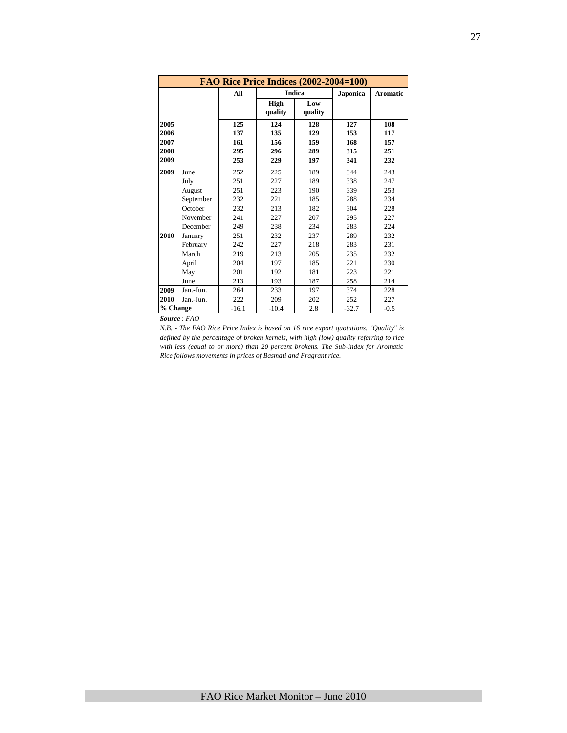| FAO Rice Price Indices (2002-2004=100) | | | | | | |
|---|---|---|---|---|---|---|
| | | All | Indica | | Japonica | Aromatic |
| | | | High quality | Low quality | | |
| **2005** | | **125** | **124** | **128** | **127** | **108** |
| **2006** | | **137** | **135** | **129** | **153** | **117** |
| **2007** | | **161** | **156** | **159** | **168** | **157** |
| **2008** | | **295** | **296** | **289** | **315** | **251** |
| **2009** | | **253** | **229** | **197** | **341** | **232** |
| **2009** | June | 252 | 225 | 189 | 344 | 243 |
| | July | 251 | 227 | 189 | 338 | 247 |
| | August | 251 | 223 | 190 | 339 | 253 |
| | September | 232 | 221 | 185 | 288 | 234 |
| | October | 232 | 213 | 182 | 304 | 228 |
| | November | 241 | 227 | 207 | 295 | 227 |
| | December | 249 | 238 | 234 | 283 | 224 |
| **2010** | January | 251 | 232 | 237 | 289 | 232 |
| | February | 242 | 227 | 218 | 283 | 231 |
| | March | 219 | 213 | 205 | 235 | 232 |
| | April | 204 | 197 | 185 | 221 | 230 |
| | May | 201 | 192 | 181 | 223 | 221 |
| | June | 213 | 193 | 187 | 258 | 214 |
| **2009** | Jan.-Jun. | 264 | 233 | 197 | 374 | 228 |
| **2010** | Jan.-Jun. | 222 | 209 | 202 | 252 | 227 |
| **% Change** | | -16.1 | -10.4 | 2.8 | -32.7 | -0.5 |

***Source*** *: FAO*

*N.B. - The FAO Rice Price Index is based on 16 rice export quotations. "Quality" is defined by the percentage of broken kernels, with high (low) quality referring to rice with less (equal to or more) than 20 percent brokens. The Sub-Index for Aromatic Rice follows movements in prices of Basmati and Fragrant rice.*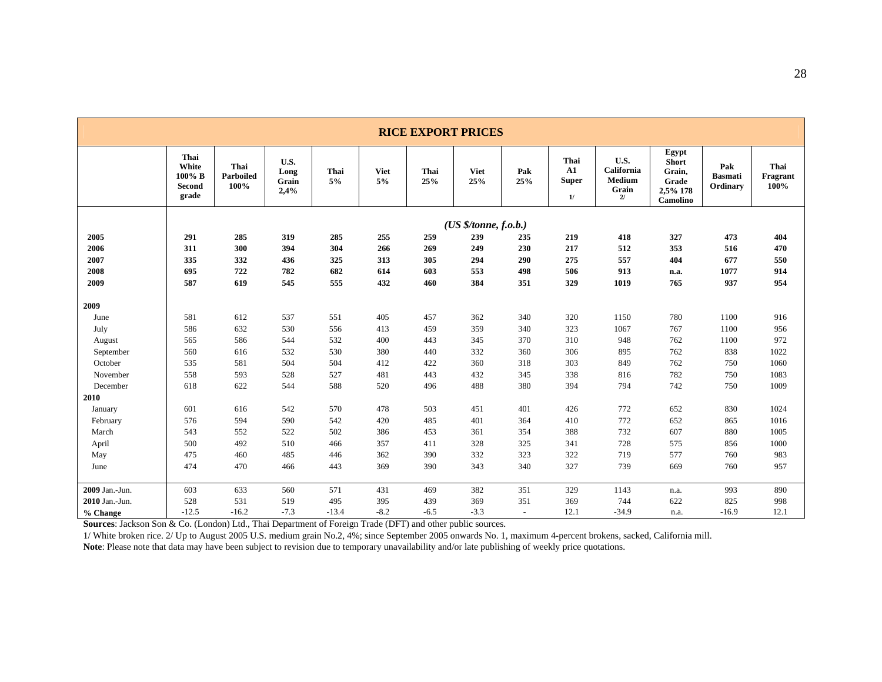| RICE EXPORT PRICES | | | | | | | | | | | | | |
|---|---|---|---|---|---|---|---|---|---|---|---|---|---|
| | **Thai White 100% B Second grade** | **Thai Parboiled 100%** | **U.S. Long Grain 2,4%** | **Thai 5%** | **Viet 5%** | **Thai 25%** | **Viet 25%** | **Pak 25%** | **Thai A1 Super 1/** | **U.S. California Medium Grain 2/** | **Egypt Short Grain, Grade 2,5% 178 Camolino** | **Pak Basmati Ordinary** | **Thai Fragrant 100%** |
| | *(US $/tonne, f.o.b.)* | | | | | | | | | | | | |
| **2005** | **291** | **285** | **319** | **285** | **255** | **259** | **239** | **235** | **219** | **418** | **327** | **473** | **404** |
| **2006** | **311** | **300** | **394** | **304** | **266** | **269** | **249** | **230** | **217** | **512** | **353** | **516** | **470** |
| **2007** | **335** | **332** | **436** | **325** | **313** | **305** | **294** | **290** | **275** | **557** | **404** | **677** | **550** |
| **2008** | **695** | **722** | **782** | **682** | **614** | **603** | **553** | **498** | **506** | **913** | **n.a.** | **1077** | **914** |
| **2009** | **587** | **619** | **545** | **555** | **432** | **460** | **384** | **351** | **329** | **1019** | **765** | **937** | **954** |
| **2009** | | | | | | | | | | | | | |
| June | 581 | 612 | 537 | 551 | 405 | 457 | 362 | 340 | 320 | 1150 | 780 | 1100 | 916 |
| July | 586 | 632 | 530 | 556 | 413 | 459 | 359 | 340 | 323 | 1067 | 767 | 1100 | 956 |
| August | 565 | 586 | 544 | 532 | 400 | 443 | 345 | 370 | 310 | 948 | 762 | 1100 | 972 |
| September | 560 | 616 | 532 | 530 | 380 | 440 | 332 | 360 | 306 | 895 | 762 | 838 | 1022 |
| October | 535 | 581 | 504 | 504 | 412 | 422 | 360 | 318 | 303 | 849 | 762 | 750 | 1060 |
| November | 558 | 593 | 528 | 527 | 481 | 443 | 432 | 345 | 338 | 816 | 782 | 750 | 1083 |
| December | 618 | 622 | 544 | 588 | 520 | 496 | 488 | 380 | 394 | 794 | 742 | 750 | 1009 |
| **2010** | | | | | | | | | | | | | |
| January | 601 | 616 | 542 | 570 | 478 | 503 | 451 | 401 | 426 | 772 | 652 | 830 | 1024 |
| February | 576 | 594 | 590 | 542 | 420 | 485 | 401 | 364 | 410 | 772 | 652 | 865 | 1016 |
| March | 543 | 552 | 522 | 502 | 386 | 453 | 361 | 354 | 388 | 732 | 607 | 880 | 1005 |
| April | 500 | 492 | 510 | 466 | 357 | 411 | 328 | 325 | 341 | 728 | 575 | 856 | 1000 |
| May | 475 | 460 | 485 | 446 | 362 | 390 | 332 | 323 | 322 | 719 | 577 | 760 | 983 |
| June | 474 | 470 | 466 | 443 | 369 | 390 | 343 | 340 | 327 | 739 | 669 | 760 | 957 |
| **2009** Jan.-Jun. | 603 | 633 | 560 | 571 | 431 | 469 | 382 | 351 | 329 | 1143 | n.a. | 993 | 890 |
| **2010** Jan.-Jun. | 528 | 531 | 519 | 495 | 395 | 439 | 369 | 351 | 369 | 744 | 622 | 825 | 998 |
| **% Change** | -12.5 | -16.2 | -7.3 | -13.4 | -8.2 | -6.5 | -3.3 | - | 12.1 | -34.9 | n.a. | -16.9 | 12.1 |

**Sources**: Jackson Son & Co. (London) Ltd., Thai Department of Foreign Trade (DFT) and other public sources.

1/ White broken rice. 2/ Up to August 2005 U.S. medium grain No.2, 4%; since September 2005 onwards No. 1, maximum 4-percent brokens, sacked, California mill.

**Note**: Please note that data may have been subject to revision due to temporary unavailability and/or late publishing of weekly price quotations.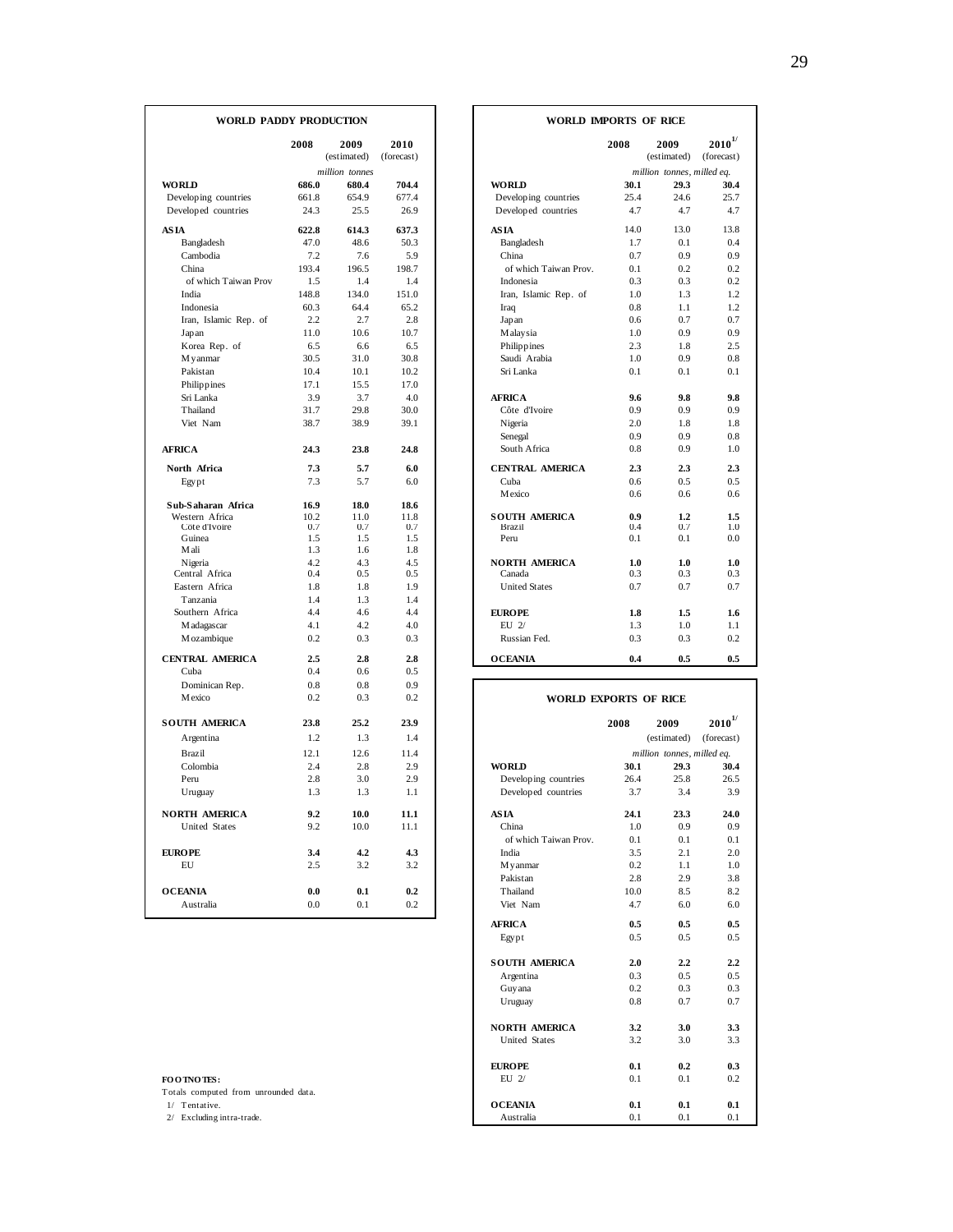## WORLD PADDY PRODUCTION

| | 2008 | 2009 (estimated) | 2010 (forecast) |
|---|---|---|---|
| | | *million tonnes* | |
| **WORLD** | **686.0** | **680.4** | **704.4** |
| Developing countries | 661.8 | 654.9 | 677.4 |
| Developed countries | 24.3 | 25.5 | 26.9 |
| **ASIA** | **622.8** | **614.3** | **637.3** |
| Bangladesh | 47.0 | 48.6 | 50.3 |
| Cambodia | 7.2 | 7.6 | 5.9 |
| China | 193.4 | 196.5 | 198.7 |
| of which Taiwan Prov | 1.5 | 1.4 | 1.4 |
| India | 148.8 | 134.0 | 151.0 |
| Indonesia | 60.3 | 64.4 | 65.2 |
| Iran, Islamic Rep. of | 2.2 | 2.7 | 2.8 |
| Japan | 11.0 | 10.6 | 10.7 |
| Korea Rep. of | 6.5 | 6.6 | 6.5 |
| Myanmar | 30.5 | 31.0 | 30.8 |
| Pakistan | 10.4 | 10.1 | 10.2 |
| Philippines | 17.1 | 15.5 | 17.0 |
| Sri Lanka | 3.9 | 3.7 | 4.0 |
| Thailand | 31.7 | 29.8 | 30.0 |
| Viet Nam | 38.7 | 38.9 | 39.1 |
| **AFRICA** | **24.3** | **23.8** | **24.8** |
| **North Africa** | **7.3** | **5.7** | **6.0** |
| Egypt | 7.3 | 5.7 | 6.0 |
| **Sub-Saharan Africa** | **16.9** | **18.0** | **18.6** |
| Western Africa | 10.2 | 11.0 | 11.8 |
| Côte d'Ivoire | 0.7 | 0.7 | 0.7 |
| Guinea | 1.5 | 1.5 | 1.5 |
| Mali | 1.3 | 1.6 | 1.8 |
| Nigeria | 4.2 | 4.3 | 4.5 |
| Central Africa | 0.4 | 0.5 | 0.5 |
| Eastern Africa | 1.8 | 1.8 | 1.9 |
| Tanzania | 1.4 | 1.3 | 1.4 |
| Southern Africa | 4.4 | 4.6 | 4.4 |
| Madagascar | 4.1 | 4.2 | 4.0 |
| Mozambique | 0.2 | 0.3 | 0.3 |
| **CENTRAL AMERICA** | **2.5** | **2.8** | **2.8** |
| Cuba | 0.4 | 0.6 | 0.5 |
| Dominican Rep. | 0.8 | 0.8 | 0.9 |
| Mexico | 0.2 | 0.3 | 0.2 |
| **SOUTH AMERICA** | **23.8** | **25.2** | **23.9** |
| Argentina | 1.2 | 1.3 | 1.4 |
| Brazil | 12.1 | 12.6 | 11.4 |
| Colombia | 2.4 | 2.8 | 2.9 |
| Peru | 2.8 | 3.0 | 2.9 |
| Uruguay | 1.3 | 1.3 | 1.1 |
| **NORTH AMERICA** | **9.2** | **10.0** | **11.1** |
| United States | 9.2 | 10.0 | 11.1 |
| **EUROPE** | **3.4** | **4.2** | **4.3** |
| EU | 2.5 | 3.2 | 3.2 |
| **OCEANIA** | **0.0** | **0.1** | **0.2** |
| Australia | 0.0 | 0.1 | 0.2 |

## WORLD IMPORTS OF RICE

| | 2008 | 2009 (estimated) | 2010[1/] (forecast) |
|---|---|---|---|
| | | *million tonnes, milled eq.* | |
| **WORLD** | **30.1** | **29.3** | **30.4** |
| Developing countries | 25.4 | 24.6 | 25.7 |
| Developed countries | 4.7 | 4.7 | 4.7 |
| **ASIA** | 14.0 | 13.0 | 13.8 |
| Bangladesh | 1.7 | 0.1 | 0.4 |
| China | 0.7 | 0.9 | 0.9 |
| of which Taiwan Prov. | 0.1 | 0.2 | 0.2 |
| Indonesia | 0.3 | 0.3 | 0.2 |
| Iran, Islamic Rep. of | 1.0 | 1.3 | 1.2 |
| Iraq | 0.8 | 1.1 | 1.2 |
| Japan | 0.6 | 0.7 | 0.7 |
| Malaysia | 1.0 | 0.9 | 0.9 |
| Philippines | 2.3 | 1.8 | 2.5 |
| Saudi Arabia | 1.0 | 0.9 | 0.8 |
| Sri Lanka | 0.1 | 0.1 | 0.1 |
| **AFRICA** | **9.6** | **9.8** | **9.8** |
| Côte d'Ivoire | 0.9 | 0.9 | 0.9 |
| Nigeria | 2.0 | 1.8 | 1.8 |
| Senegal | 0.9 | 0.9 | 0.8 |
| South Africa | 0.8 | 0.9 | 1.0 |
| **CENTRAL AMERICA** | **2.3** | **2.3** | **2.3** |
| Cuba | 0.6 | 0.5 | 0.5 |
| Mexico | 0.6 | 0.6 | 0.6 |
| **SOUTH AMERICA** | **0.9** | **1.2** | **1.5** |
| Brazil | 0.4 | 0.7 | 1.0 |
| Peru | 0.1 | 0.1 | 0.0 |
| **NORTH AMERICA** | **1.0** | **1.0** | **1.0** |
| Canada | 0.3 | 0.3 | 0.3 |
| United States | 0.7 | 0.7 | 0.7 |
| **EUROPE** | **1.8** | **1.5** | **1.6** |
| EU 2/ | 1.3 | 1.0 | 1.1 |
| Russian Fed. | 0.3 | 0.3 | 0.2 |
| **OCEANIA** | **0.4** | **0.5** | **0.5** |

## WORLD EXPORTS OF RICE

| | 2008 | 2009 (estimated) | 2010[1/] (forecast) |
|---|---|---|---|
| | | *million tonnes, milled eq.* | |
| **WORLD** | **30.1** | **29.3** | **30.4** |
| Developing countries | 26.4 | 25.8 | 26.5 |
| Developed countries | 3.7 | 3.4 | 3.9 |
| **ASIA** | **24.1** | **23.3** | **24.0** |
| China | 1.0 | 0.9 | 0.9 |
| of which Taiwan Prov. | 0.1 | 0.1 | 0.1 |
| India | 3.5 | 2.1 | 2.0 |
| Myanmar | 0.2 | 1.1 | 1.0 |
| Pakistan | 2.8 | 2.9 | 3.8 |
| Thailand | 10.0 | 8.5 | 8.2 |
| Viet Nam | 4.7 | 6.0 | 6.0 |
| **AFRICA** | **0.5** | **0.5** | **0.5** |
| Egypt | 0.5 | 0.5 | 0.5 |
| **SOUTH AMERICA** | **2.0** | **2.2** | **2.2** |
| Argentina | 0.3 | 0.5 | 0.5 |
| Guyana | 0.2 | 0.3 | 0.3 |
| Uruguay | 0.8 | 0.7 | 0.7 |
| **NORTH AMERICA** | **3.2** | **3.0** | **3.3** |
| United States | 3.2 | 3.0 | 3.3 |
| **EUROPE** | **0.1** | **0.2** | **0.3** |
| EU 2/ | 0.1 | 0.1 | 0.2 |
| **OCEANIA** | **0.1** | **0.1** | **0.1** |
| Australia | 0.1 | 0.1 | 0.1 |

**FOOTNOTES:**
Totals computed from unrounded data.
1/ Tentative.
2/ Excluding intra-trade.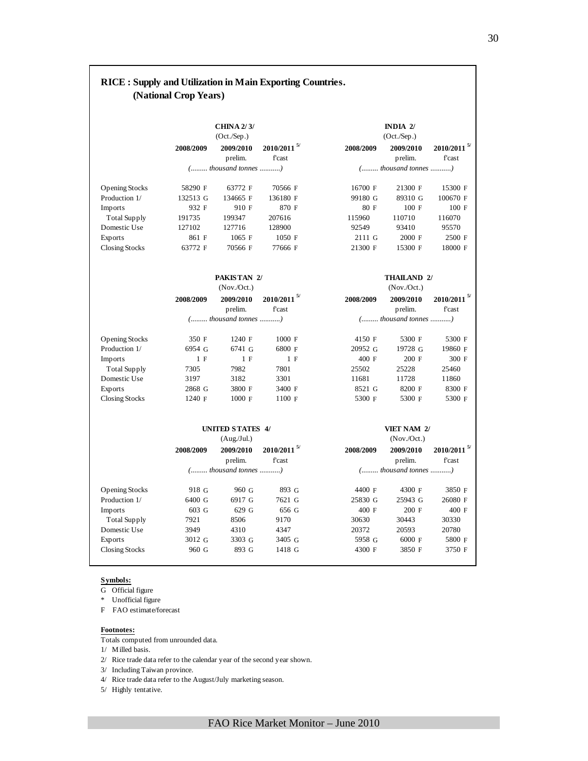## RICE : Supply and Utilization in Main Exporting Countries. (National Crop Years)

| | CHINA 2/ 3/ (Oct./Sep.) | | | INDIA 2/ (Oct./Sep.) | | |
|---|---|---|---|---|---|---|
| | 2008/2009 | 2009/2010 prelim. | 2010/2011 5/ f'cast | 2008/2009 | 2009/2010 prelim. | 2010/2011 5/ f'cast |
| | *(......... thousand tonnes ...........)* | | | *(......... thousand tonnes ...........)* | | |
| Opening Stocks | 58290 F | 63772 F | 70566 F | 16700 F | 21300 F | 15300 F |
| Production 1/ | 132513 G | 134665 F | 136180 F | 99180 G | 89310 G | 100670 F |
| Imports | 932 F | 910 F | 870 F | 80 F | 100 F | 100 F |
| Total Supply | 191735 | 199347 | 207616 | 115960 | 110710 | 116070 |
| Domestic Use | 127102 | 127716 | 128900 | 92549 | 93410 | 95570 |
| Exports | 861 F | 1065 F | 1050 F | 2111 G | 2000 F | 2500 F |
| Closing Stocks | 63772 F | 70566 F | 77666 F | 21300 F | 15300 F | 18000 F |

| | PAKISTAN 2/ (Nov./Oct.) | | | THAILAND 2/ (Nov./Oct.) | | |
|---|---|---|---|---|---|---|
| | 2008/2009 | 2009/2010 prelim. | 2010/2011 5/ f'cast | 2008/2009 | 2009/2010 prelim. | 2010/2011 5/ f'cast |
| | *(......... thousand tonnes ...........)* | | | *(......... thousand tonnes ...........)* | | |
| Opening Stocks | 350 F | 1240 F | 1000 F | 4150 F | 5300 F | 5300 F |
| Production 1/ | 6954 G | 6741 G | 6800 F | 20952 G | 19728 G | 19860 F |
| Imports | 1 F | 1 F | 1 F | 400 F | 200 F | 300 F |
| Total Supply | 7305 | 7982 | 7801 | 25502 | 25228 | 25460 |
| Domestic Use | 3197 | 3182 | 3301 | 11681 | 11728 | 11860 |
| Exports | 2868 G | 3800 F | 3400 F | 8521 G | 8200 F | 8300 F |
| Closing Stocks | 1240 F | 1000 F | 1100 F | 5300 F | 5300 F | 5300 F |

| | UNITED STATES 4/ (Aug./Jul.) | | | VIET NAM 2/ (Nov./Oct.) | | |
|---|---|---|---|---|---|---|
| | 2008/2009 | 2009/2010 prelim. | 2010/2011 5/ f'cast | 2008/2009 | 2009/2010 prelim. | 2010/2011 5/ f'cast |
| | *(......... thousand tonnes ...........)* | | | *(......... thousand tonnes ...........)* | | |
| Opening Stocks | 918 G | 960 G | 893 G | 4400 F | 4300 F | 3850 F |
| Production 1/ | 6400 G | 6917 G | 7621 G | 25830 G | 25943 G | 26080 F |
| Imports | 603 G | 629 G | 656 G | 400 F | 200 F | 400 F |
| Total Supply | 7921 | 8506 | 9170 | 30630 | 30443 | 30330 |
| Domestic Use | 3949 | 4310 | 4347 | 20372 | 20593 | 20780 |
| Exports | 3012 G | 3303 G | 3405 G | 5958 G | 6000 F | 5800 F |
| Closing Stocks | 960 G | 893 G | 1418 G | 4300 F | 3850 F | 3750 F |

**Symbols:**

G Official figure
* Unofficial figure
F FAO estimate/forecast

**Footnotes:**

Totals computed from unrounded data.
1/ Milled basis.
2/ Rice trade data refer to the calendar year of the second year shown.
3/ Including Taiwan province.
4/ Rice trade data refer to the August/July marketing season.
5/ Highly tentative.